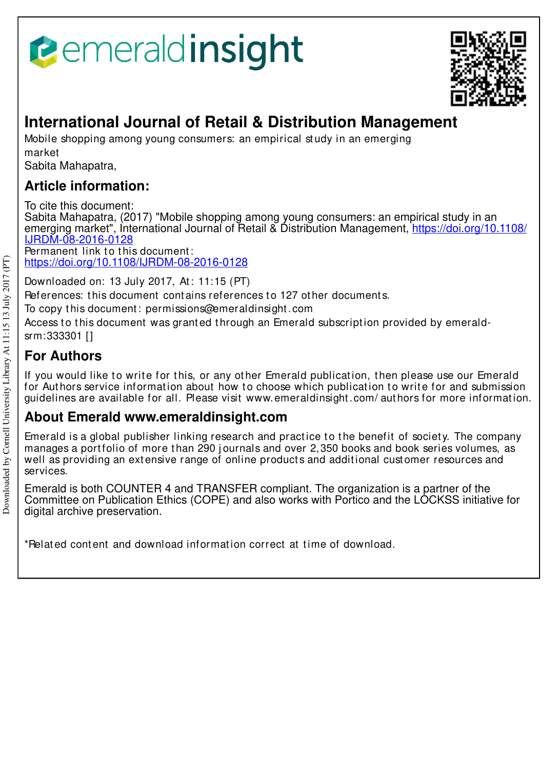# International Journal of Retail & Distribution Management

Mobile shopping among young consumers: an empirical study in an emerging market

Sabita Mahapatra,

## Article information:

To cite this document:
Sabita Mahapatra, (2017) "Mobile shopping among young consumers: an empirical study in an emerging market", International Journal of Retail & Distribution Management, https://doi.org/10.1108/IJRDM-08-2016-0128

Permanent link to this document:
https://doi.org/10.1108/IJRDM-08-2016-0128

Downloaded on: 13 July 2017, At: 11:15 (PT)

References: this document contains references to 127 other documents.

To copy this document: permissions@emeraldinsight.com

Access to this document was granted through an Emerald subscription provided by emerald-srm:333301 []

## For Authors

If you would like to write for this, or any other Emerald publication, then please use our Emerald for Authors service information about how to choose which publication to write for and submission guidelines are available for all. Please visit www.emeraldinsight.com/authors for more information.

## About Emerald www.emeraldinsight.com

Emerald is a global publisher linking research and practice to the benefit of society. The company manages a portfolio of more than 290 journals and over 2,350 books and book series volumes, as well as providing an extensive range of online products and additional customer resources and services.

Emerald is both COUNTER 4 and TRANSFER compliant. The organization is a partner of the Committee on Publication Ethics (COPE) and also works with Portico and the LOCKSS initiative for digital archive preservation.

*Related content and download information correct at time of download.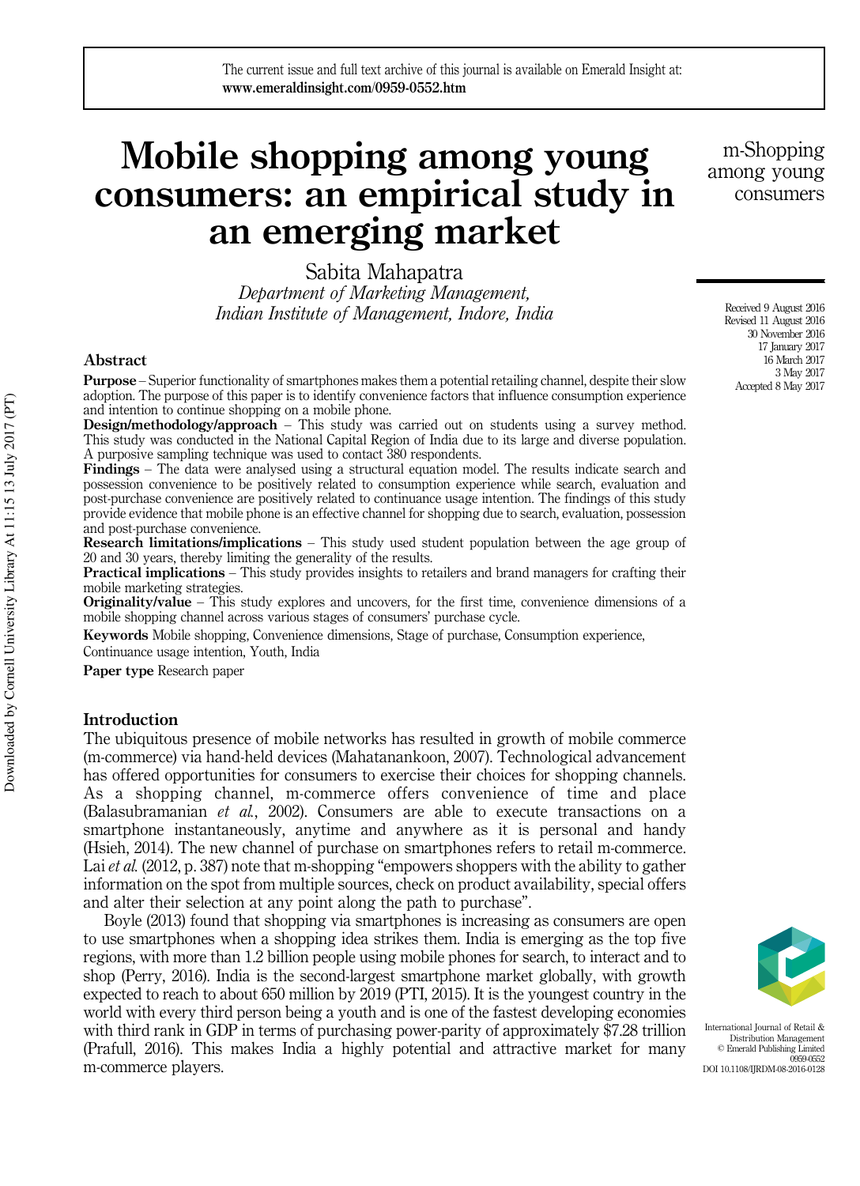# Mobile shopping among young consumers: an empirical study in an emerging market

Sabita Mahapatra

*Department of Marketing Management, Indian Institute of Management, Indore, India*

Received 9 August 2016
Revised 11 August 2016
30 November 2016
17 January 2017
16 March 2017
3 May 2017
Accepted 8 May 2017

## Abstract

**Purpose** – Superior functionality of smartphones makes them a potential retailing channel, despite their slow adoption. The purpose of this paper is to identify convenience factors that influence consumption experience and intention to continue shopping on a mobile phone.

**Design/methodology/approach** – This study was carried out on students using a survey method. This study was conducted in the National Capital Region of India due to its large and diverse population. A purposive sampling technique was used to contact 380 respondents.

**Findings** – The data were analysed using a structural equation model. The results indicate search and possession convenience to be positively related to consumption experience while search, evaluation and post-purchase convenience are positively related to continuance usage intention. The findings of this study provide evidence that mobile phone is an effective channel for shopping due to search, evaluation, possession and post-purchase convenience.

**Research limitations/implications** – This study used student population between the age group of 20 and 30 years, thereby limiting the generality of the results.

**Practical implications** – This study provides insights to retailers and brand managers for crafting their mobile marketing strategies.

**Originality/value** – This study explores and uncovers, for the first time, convenience dimensions of a mobile shopping channel across various stages of consumers' purchase cycle.

**Keywords** Mobile shopping, Convenience dimensions, Stage of purchase, Consumption experience, Continuance usage intention, Youth, India

**Paper type** Research paper

## Introduction

The ubiquitous presence of mobile networks has resulted in growth of mobile commerce (m-commerce) via hand-held devices (Mahatanankoon, 2007). Technological advancement has offered opportunities for consumers to exercise their choices for shopping channels. As a shopping channel, m-commerce offers convenience of time and place (Balasubramanian *et al.*, 2002). Consumers are able to execute transactions on a smartphone instantaneously, anytime and anywhere as it is personal and handy (Hsieh, 2014). The new channel of purchase on smartphones refers to retail m-commerce. Lai *et al.* (2012, p. 387) note that m-shopping "empowers shoppers with the ability to gather information on the spot from multiple sources, check on product availability, special offers and alter their selection at any point along the path to purchase".

Boyle (2013) found that shopping via smartphones is increasing as consumers are open to use smartphones when a shopping idea strikes them. India is emerging as the top five regions, with more than 1.2 billion people using mobile phones for search, to interact and to shop (Perry, 2016). India is the second-largest smartphone market globally, with growth expected to reach to about 650 million by 2019 (PTI, 2015). It is the youngest country in the world with every third person being a youth and is one of the fastest developing economies with third rank in GDP in terms of purchasing power-parity of approximately $7.28 trillion (Prafull, 2016). This makes India a highly potential and attractive market for many m-commerce players.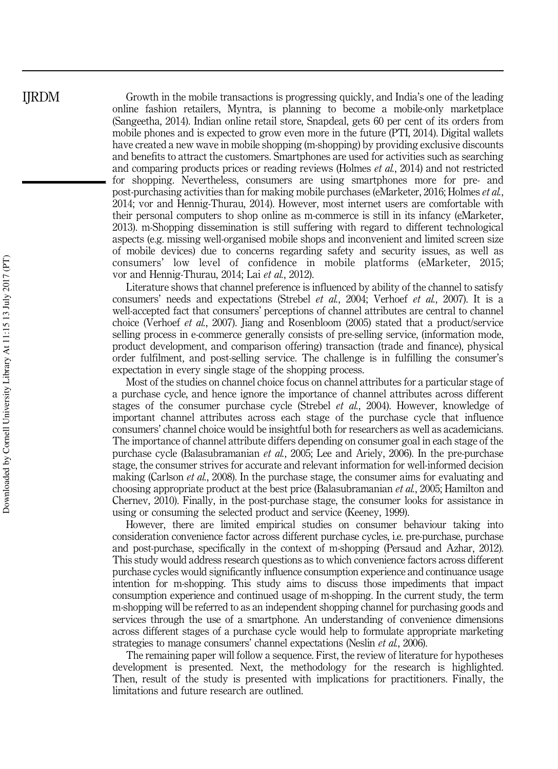Growth in the mobile transactions is progressing quickly, and India's one of the leading online fashion retailers, Myntra, is planning to become a mobile-only marketplace (Sangeetha, 2014). Indian online retail store, Snapdeal, gets 60 per cent of its orders from mobile phones and is expected to grow even more in the future (PTI, 2014). Digital wallets have created a new wave in mobile shopping (m-shopping) by providing exclusive discounts and benefits to attract the customers. Smartphones are used for activities such as searching and comparing products prices or reading reviews (Holmes *et al.*, 2014) and not restricted for shopping. Nevertheless, consumers are using smartphones more for pre- and post-purchasing activities than for making mobile purchases (eMarketer, 2016; Holmes *et al.*, 2014; vor and Hennig-Thurau, 2014). However, most internet users are comfortable with their personal computers to shop online as m-commerce is still in its infancy (eMarketer, 2013). m-Shopping dissemination is still suffering with regard to different technological aspects (e.g. missing well-organised mobile shops and inconvenient and limited screen size of mobile devices) due to concerns regarding safety and security issues, as well as consumers' low level of confidence in mobile platforms (eMarketer, 2015; vor and Hennig-Thurau, 2014; Lai *et al.*, 2012).

Literature shows that channel preference is influenced by ability of the channel to satisfy consumers' needs and expectations (Strebel *et al.*, 2004; Verhoef *et al.*, 2007). It is a well-accepted fact that consumers' perceptions of channel attributes are central to channel choice (Verhoef *et al.*, 2007). Jiang and Rosenbloom (2005) stated that a product/service selling process in e-commerce generally consists of pre-selling service, (information mode, product development, and comparison offering) transaction (trade and finance), physical order fulfilment, and post-selling service. The challenge is in fulfilling the consumer's expectation in every single stage of the shopping process.

Most of the studies on channel choice focus on channel attributes for a particular stage of a purchase cycle, and hence ignore the importance of channel attributes across different stages of the consumer purchase cycle (Strebel *et al.*, 2004). However, knowledge of important channel attributes across each stage of the purchase cycle that influence consumers' channel choice would be insightful both for researchers as well as academicians. The importance of channel attribute differs depending on consumer goal in each stage of the purchase cycle (Balasubramanian *et al.*, 2005; Lee and Ariely, 2006). In the pre-purchase stage, the consumer strives for accurate and relevant information for well-informed decision making (Carlson *et al.*, 2008). In the purchase stage, the consumer aims for evaluating and choosing appropriate product at the best price (Balasubramanian *et al.*, 2005; Hamilton and Chernev, 2010). Finally, in the post-purchase stage, the consumer looks for assistance in using or consuming the selected product and service (Keeney, 1999).

However, there are limited empirical studies on consumer behaviour taking into consideration convenience factor across different purchase cycles, i.e. pre-purchase, purchase and post-purchase, specifically in the context of m-shopping (Persaud and Azhar, 2012). This study would address research questions as to which convenience factors across different purchase cycles would significantly influence consumption experience and continuance usage intention for m-shopping. This study aims to discuss those impediments that impact consumption experience and continued usage of m-shopping. In the current study, the term m-shopping will be referred to as an independent shopping channel for purchasing goods and services through the use of a smartphone. An understanding of convenience dimensions across different stages of a purchase cycle would help to formulate appropriate marketing strategies to manage consumers' channel expectations (Neslin *et al.*, 2006).

The remaining paper will follow a sequence. First, the review of literature for hypotheses development is presented. Next, the methodology for the research is highlighted. Then, result of the study is presented with implications for practitioners. Finally, the limitations and future research are outlined.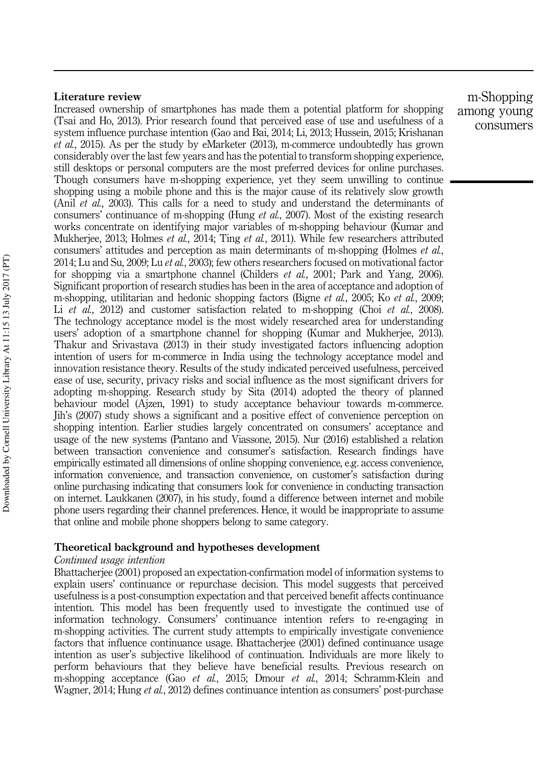## Literature review

Increased ownership of smartphones has made them a potential platform for shopping (Tsai and Ho, 2013). Prior research found that perceived ease of use and usefulness of a system influence purchase intention (Gao and Bai, 2014; Li, 2013; Hussein, 2015; Krishanan *et al.*, 2015). As per the study by eMarketer (2013), m-commerce undoubtedly has grown considerably over the last few years and has the potential to transform shopping experience, still desktops or personal computers are the most preferred devices for online purchases. Though consumers have m-shopping experience, yet they seem unwilling to continue shopping using a mobile phone and this is the major cause of its relatively slow growth (Anil *et al.*, 2003). This calls for a need to study and understand the determinants of consumers' continuance of m-shopping (Hung *et al.*, 2007). Most of the existing research works concentrate on identifying major variables of m-shopping behaviour (Kumar and Mukherjee, 2013; Holmes *et al.*, 2014; Ting *et al.*, 2011). While few researchers attributed consumers' attitudes and perception as main determinants of m-shopping (Holmes *et al.*, 2014; Lu and Su, 2009; Lu *et al.*, 2003); few others researchers focused on motivational factor for shopping via a smartphone channel (Childers *et al.*, 2001; Park and Yang, 2006). Significant proportion of research studies has been in the area of acceptance and adoption of m-shopping, utilitarian and hedonic shopping factors (Bigne *et al.*, 2005; Ko *et al.*, 2009; Li *et al.*, 2012) and customer satisfaction related to m-shopping (Choi *et al.*, 2008). The technology acceptance model is the most widely researched area for understanding users' adoption of a smartphone channel for shopping (Kumar and Mukherjee, 2013). Thakur and Srivastava (2013) in their study investigated factors influencing adoption intention of users for m-commerce in India using the technology acceptance model and innovation resistance theory. Results of the study indicated perceived usefulness, perceived ease of use, security, privacy risks and social influence as the most significant drivers for adopting m-shopping. Research study by Sita (2014) adopted the theory of planned behaviour model (Ajzen, 1991) to study acceptance behaviour towards m-commerce. Jih's (2007) study shows a significant and a positive effect of convenience perception on shopping intention. Earlier studies largely concentrated on consumers' acceptance and usage of the new systems (Pantano and Viassone, 2015). Nur (2016) established a relation between transaction convenience and consumer's satisfaction. Research findings have empirically estimated all dimensions of online shopping convenience, e.g. access convenience, information convenience, and transaction convenience, on customer's satisfaction during online purchasing indicating that consumers look for convenience in conducting transaction on internet. Laukkanen (2007), in his study, found a difference between internet and mobile phone users regarding their channel preferences. Hence, it would be inappropriate to assume that online and mobile phone shoppers belong to same category.

## Theoretical background and hypotheses development

### *Continued usage intention*

Bhattacherjee (2001) proposed an expectation-confirmation model of information systems to explain users' continuance or repurchase decision. This model suggests that perceived usefulness is a post-consumption expectation and that perceived benefit affects continuance intention. This model has been frequently used to investigate the continued use of information technology. Consumers' continuance intention refers to re-engaging in m-shopping activities. The current study attempts to empirically investigate convenience factors that influence continuance usage. Bhattacherjee (2001) defined continuance usage intention as user's subjective likelihood of continuation. Individuals are more likely to perform behaviours that they believe have beneficial results. Previous research on m-shopping acceptance (Gao *et al.*, 2015; Dmour *et al.*, 2014; Schramm-Klein and Wagner, 2014; Hung *et al.*, 2012) defines continuance intention as consumers' post-purchase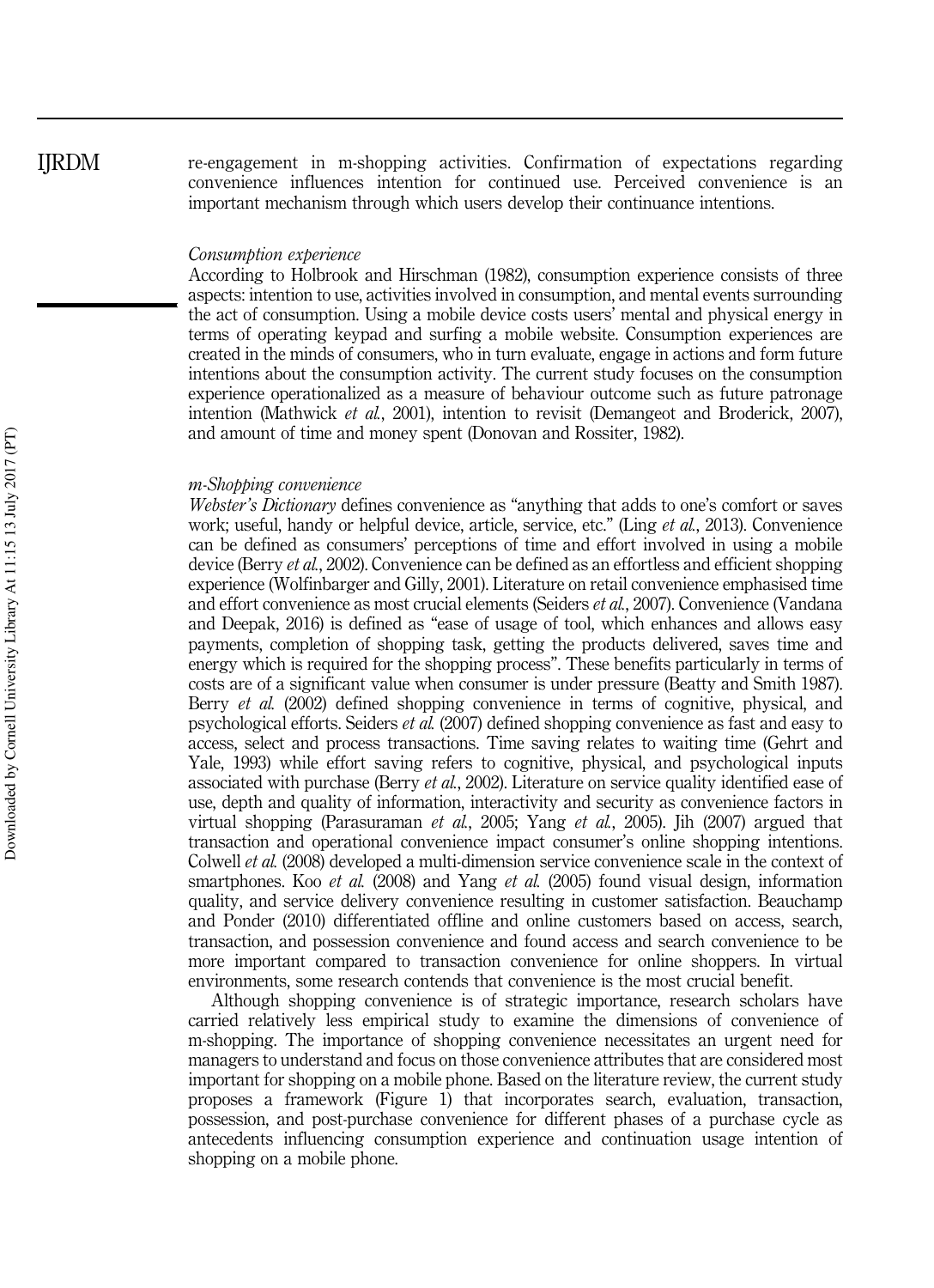re-engagement in m-shopping activities. Confirmation of expectations regarding convenience influences intention for continued use. Perceived convenience is an important mechanism through which users develop their continuance intentions.

### *Consumption experience*

According to Holbrook and Hirschman (1982), consumption experience consists of three aspects: intention to use, activities involved in consumption, and mental events surrounding the act of consumption. Using a mobile device costs users' mental and physical energy in terms of operating keypad and surfing a mobile website. Consumption experiences are created in the minds of consumers, who in turn evaluate, engage in actions and form future intentions about the consumption activity. The current study focuses on the consumption experience operationalized as a measure of behaviour outcome such as future patronage intention (Mathwick *et al.*, 2001), intention to revisit (Demangeot and Broderick, 2007), and amount of time and money spent (Donovan and Rossiter, 1982).

### *m-Shopping convenience*

*Webster's Dictionary* defines convenience as "anything that adds to one's comfort or saves work; useful, handy or helpful device, article, service, etc." (Ling *et al.*, 2013). Convenience can be defined as consumers' perceptions of time and effort involved in using a mobile device (Berry *et al.*, 2002). Convenience can be defined as an effortless and efficient shopping experience (Wolfinbarger and Gilly, 2001). Literature on retail convenience emphasised time and effort convenience as most crucial elements (Seiders *et al.*, 2007). Convenience (Vandana and Deepak, 2016) is defined as "ease of usage of tool, which enhances and allows easy payments, completion of shopping task, getting the products delivered, saves time and energy which is required for the shopping process". These benefits particularly in terms of costs are of a significant value when consumer is under pressure (Beatty and Smith 1987). Berry *et al.* (2002) defined shopping convenience in terms of cognitive, physical, and psychological efforts. Seiders *et al.* (2007) defined shopping convenience as fast and easy to access, select and process transactions. Time saving relates to waiting time (Gehrt and Yale, 1993) while effort saving refers to cognitive, physical, and psychological inputs associated with purchase (Berry *et al.*, 2002). Literature on service quality identified ease of use, depth and quality of information, interactivity and security as convenience factors in virtual shopping (Parasuraman *et al.*, 2005; Yang *et al.*, 2005). Jih (2007) argued that transaction and operational convenience impact consumer's online shopping intentions. Colwell *et al.* (2008) developed a multi-dimension service convenience scale in the context of smartphones. Koo *et al.* (2008) and Yang *et al.* (2005) found visual design, information quality, and service delivery convenience resulting in customer satisfaction. Beauchamp and Ponder (2010) differentiated offline and online customers based on access, search, transaction, and possession convenience and found access and search convenience to be more important compared to transaction convenience for online shoppers. In virtual environments, some research contends that convenience is the most crucial benefit.

Although shopping convenience is of strategic importance, research scholars have carried relatively less empirical study to examine the dimensions of convenience of m-shopping. The importance of shopping convenience necessitates an urgent need for managers to understand and focus on those convenience attributes that are considered most important for shopping on a mobile phone. Based on the literature review, the current study proposes a framework (Figure 1) that incorporates search, evaluation, transaction, possession, and post-purchase convenience for different phases of a purchase cycle as antecedents influencing consumption experience and continuation usage intention of shopping on a mobile phone.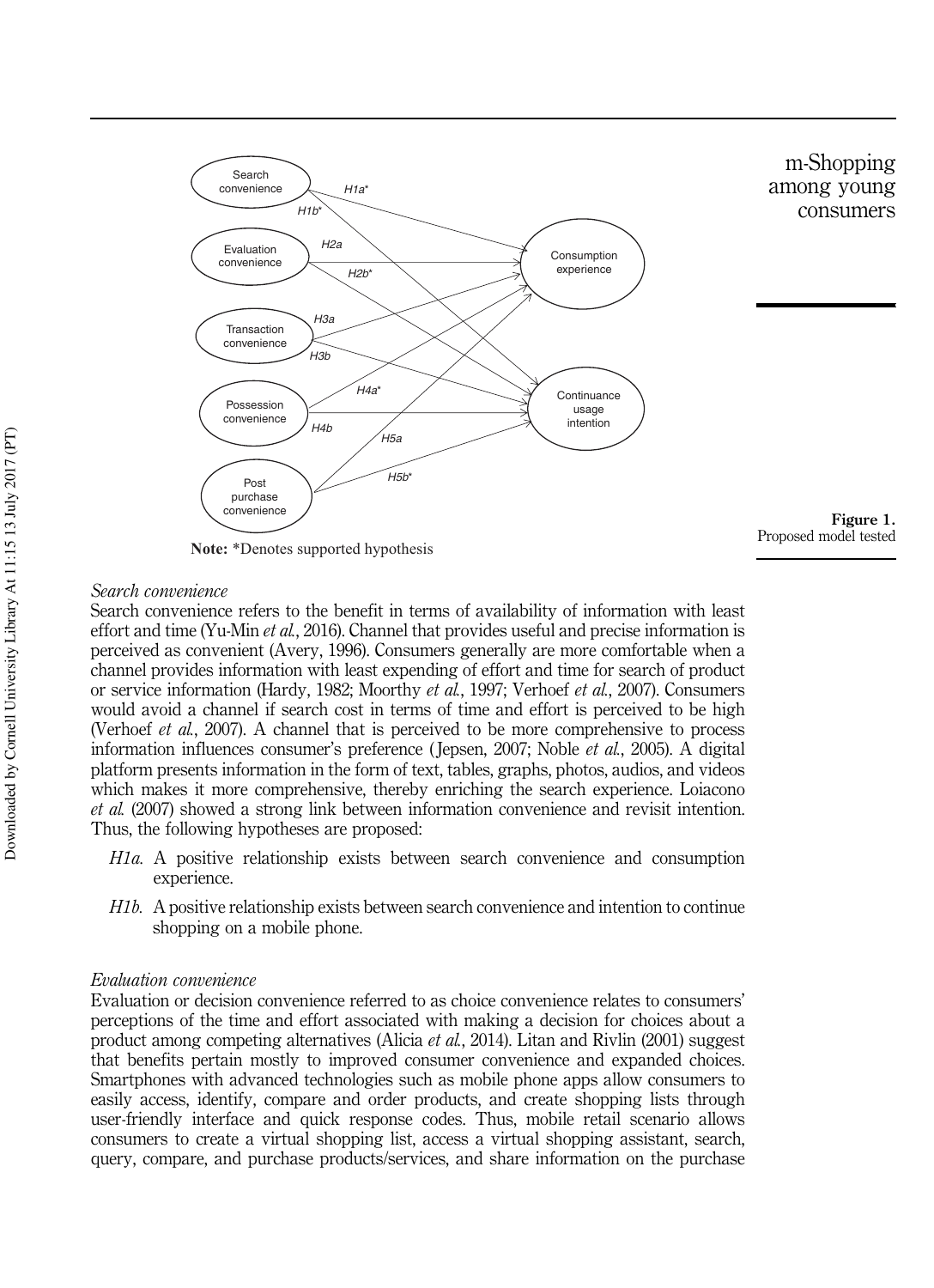Note: *Denotes supported hypothesis

**Figure 1.** Proposed model tested

*Search convenience*

Search convenience refers to the benefit in terms of availability of information with least effort and time (Yu-Min *et al.*, 2016). Channel that provides useful and precise information is perceived as convenient (Avery, 1996). Consumers generally are more comfortable when a channel provides information with least expending of effort and time for search of product or service information (Hardy, 1982; Moorthy *et al.*, 1997; Verhoef *et al.*, 2007). Consumers would avoid a channel if search cost in terms of time and effort is perceived to be high (Verhoef *et al.*, 2007). A channel that is perceived to be more comprehensive to process information influences consumer's preference (Jepsen, 2007; Noble *et al.*, 2005). A digital platform presents information in the form of text, tables, graphs, photos, audios, and videos which makes it more comprehensive, thereby enriching the search experience. Loiacono *et al.* (2007) showed a strong link between information convenience and revisit intention. Thus, the following hypotheses are proposed:

- *H1a.* A positive relationship exists between search convenience and consumption experience.
- *H1b.* A positive relationship exists between search convenience and intention to continue shopping on a mobile phone.

*Evaluation convenience*

Evaluation or decision convenience referred to as choice convenience relates to consumers' perceptions of the time and effort associated with making a decision for choices about a product among competing alternatives (Alicia *et al.*, 2014). Litan and Rivlin (2001) suggest that benefits pertain mostly to improved consumer convenience and expanded choices. Smartphones with advanced technologies such as mobile phone apps allow consumers to easily access, identify, compare and order products, and create shopping lists through user-friendly interface and quick response codes. Thus, mobile retail scenario allows consumers to create a virtual shopping list, access a virtual shopping assistant, search, query, compare, and purchase products/services, and share information on the purchase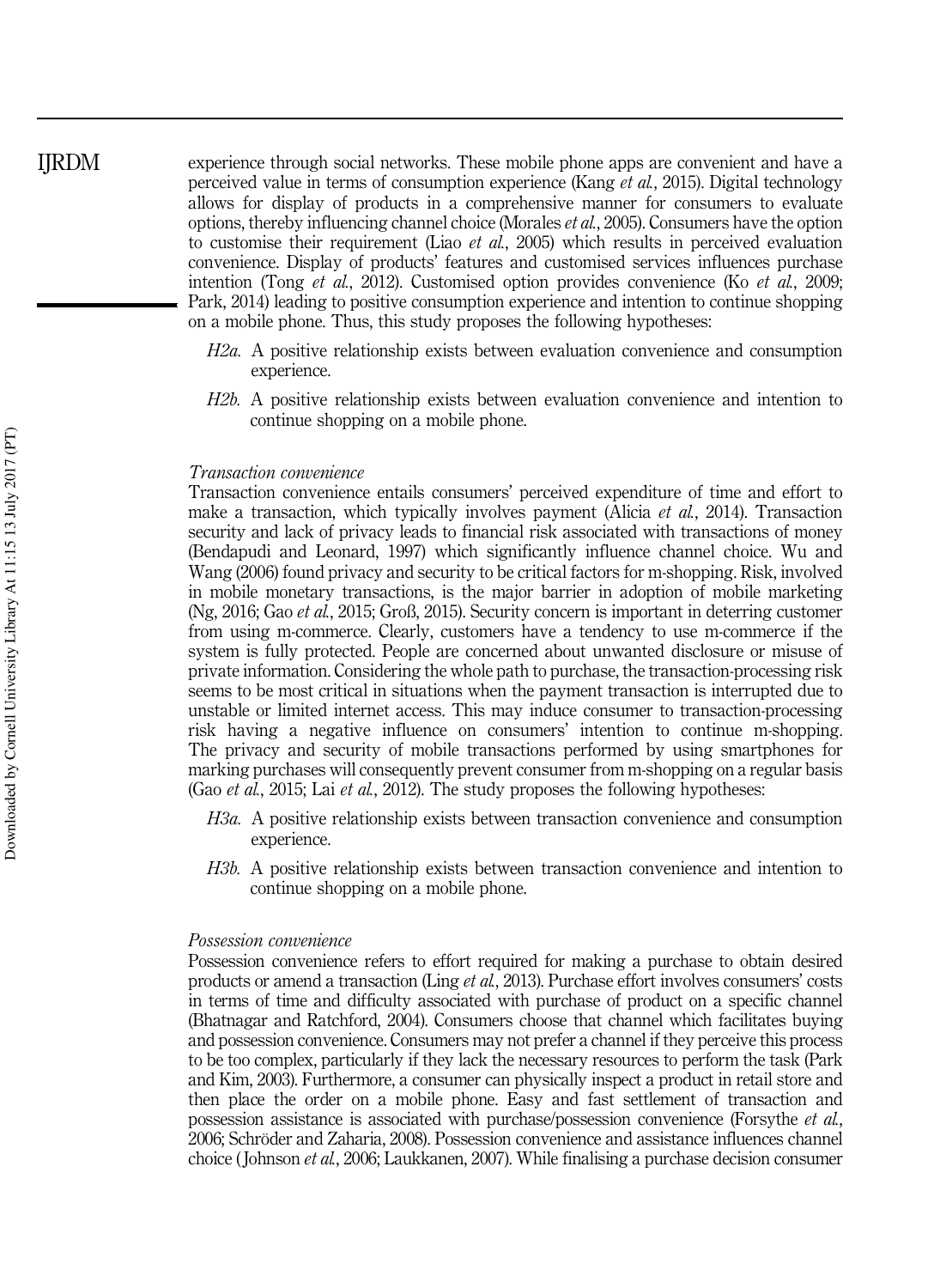experience through social networks. These mobile phone apps are convenient and have a perceived value in terms of consumption experience (Kang *et al.*, 2015). Digital technology allows for display of products in a comprehensive manner for consumers to evaluate options, thereby influencing channel choice (Morales *et al.*, 2005). Consumers have the option to customise their requirement (Liao *et al.*, 2005) which results in perceived evaluation convenience. Display of products' features and customised services influences purchase intention (Tong *et al.*, 2012). Customised option provides convenience (Ko *et al.*, 2009; Park, 2014) leading to positive consumption experience and intention to continue shopping on a mobile phone. Thus, this study proposes the following hypotheses:

*H2a.* A positive relationship exists between evaluation convenience and consumption experience.

*H2b.* A positive relationship exists between evaluation convenience and intention to continue shopping on a mobile phone.

### *Transaction convenience*

Transaction convenience entails consumers' perceived expenditure of time and effort to make a transaction, which typically involves payment (Alicia *et al.*, 2014). Transaction security and lack of privacy leads to financial risk associated with transactions of money (Bendapudi and Leonard, 1997) which significantly influence channel choice. Wu and Wang (2006) found privacy and security to be critical factors for m-shopping. Risk, involved in mobile monetary transactions, is the major barrier in adoption of mobile marketing (Ng, 2016; Gao *et al.*, 2015; Groß, 2015). Security concern is important in deterring customer from using m-commerce. Clearly, customers have a tendency to use m-commerce if the system is fully protected. People are concerned about unwanted disclosure or misuse of private information. Considering the whole path to purchase, the transaction-processing risk seems to be most critical in situations when the payment transaction is interrupted due to unstable or limited internet access. This may induce consumer to transaction-processing risk having a negative influence on consumers' intention to continue m-shopping. The privacy and security of mobile transactions performed by using smartphones for marking purchases will consequently prevent consumer from m-shopping on a regular basis (Gao *et al.*, 2015; Lai *et al.*, 2012). The study proposes the following hypotheses:

*H3a.* A positive relationship exists between transaction convenience and consumption experience.

*H3b.* A positive relationship exists between transaction convenience and intention to continue shopping on a mobile phone.

### *Possession convenience*

Possession convenience refers to effort required for making a purchase to obtain desired products or amend a transaction (Ling *et al.*, 2013). Purchase effort involves consumers' costs in terms of time and difficulty associated with purchase of product on a specific channel (Bhatnagar and Ratchford, 2004). Consumers choose that channel which facilitates buying and possession convenience. Consumers may not prefer a channel if they perceive this process to be too complex, particularly if they lack the necessary resources to perform the task (Park and Kim, 2003). Furthermore, a consumer can physically inspect a product in retail store and then place the order on a mobile phone. Easy and fast settlement of transaction and possession assistance is associated with purchase/possession convenience (Forsythe *et al.*, 2006; Schröder and Zaharia, 2008). Possession convenience and assistance influences channel choice (Johnson *et al.*, 2006; Laukkanen, 2007). While finalising a purchase decision consumer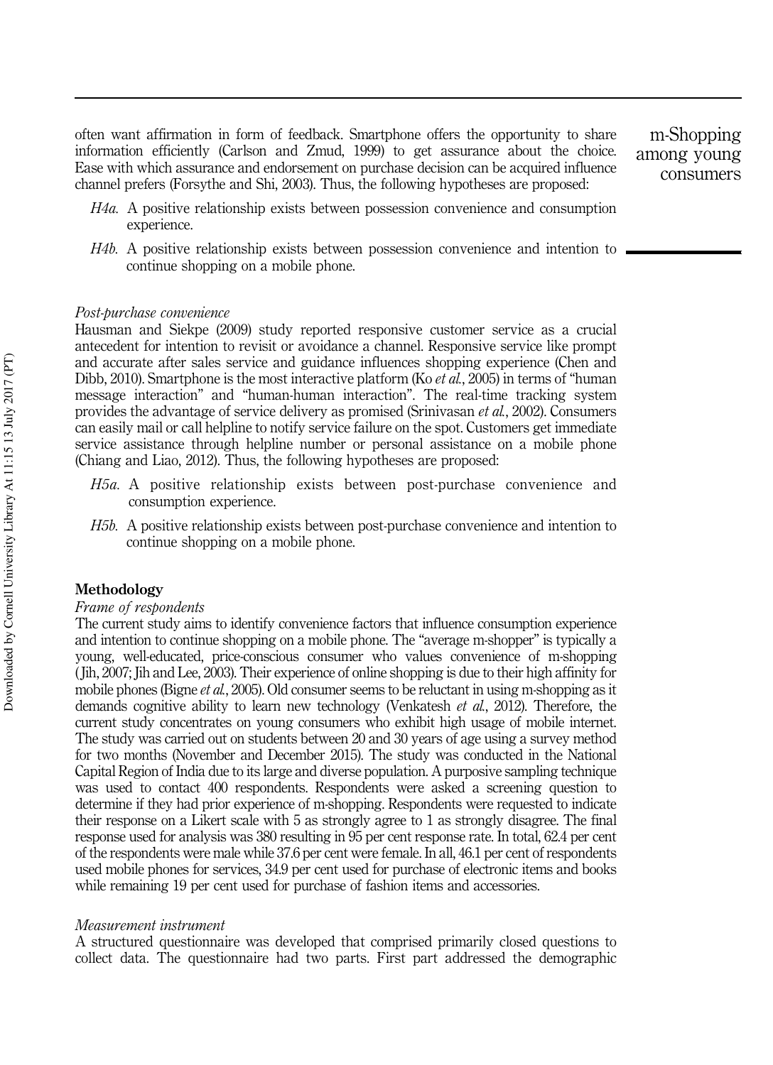often want affirmation in form of feedback. Smartphone offers the opportunity to share information efficiently (Carlson and Zmud, 1999) to get assurance about the choice. Ease with which assurance and endorsement on purchase decision can be acquired influence channel prefers (Forsythe and Shi, 2003). Thus, the following hypotheses are proposed:

- *H4a.* A positive relationship exists between possession convenience and consumption experience.
- *H4b.* A positive relationship exists between possession convenience and intention to continue shopping on a mobile phone.

*Post-purchase convenience*

Hausman and Siekpe (2009) study reported responsive customer service as a crucial antecedent for intention to revisit or avoidance a channel. Responsive service like prompt and accurate after sales service and guidance influences shopping experience (Chen and Dibb, 2010). Smartphone is the most interactive platform (Ko *et al.*, 2005) in terms of "human message interaction" and "human-human interaction". The real-time tracking system provides the advantage of service delivery as promised (Srinivasan *et al.*, 2002). Consumers can easily mail or call helpline to notify service failure on the spot. Customers get immediate service assistance through helpline number or personal assistance on a mobile phone (Chiang and Liao, 2012). Thus, the following hypotheses are proposed:

- *H5a.* A positive relationship exists between post-purchase convenience and consumption experience.
- *H5b.* A positive relationship exists between post-purchase convenience and intention to continue shopping on a mobile phone.

## Methodology

*Frame of respondents*

The current study aims to identify convenience factors that influence consumption experience and intention to continue shopping on a mobile phone. The "average m-shopper" is typically a young, well-educated, price-conscious consumer who values convenience of m-shopping (Jih, 2007; Jih and Lee, 2003). Their experience of online shopping is due to their high affinity for mobile phones (Bigne *et al.*, 2005). Old consumer seems to be reluctant in using m-shopping as it demands cognitive ability to learn new technology (Venkatesh *et al.*, 2012). Therefore, the current study concentrates on young consumers who exhibit high usage of mobile internet. The study was carried out on students between 20 and 30 years of age using a survey method for two months (November and December 2015). The study was conducted in the National Capital Region of India due to its large and diverse population. A purposive sampling technique was used to contact 400 respondents. Respondents were asked a screening question to determine if they had prior experience of m-shopping. Respondents were requested to indicate their response on a Likert scale with 5 as strongly agree to 1 as strongly disagree. The final response used for analysis was 380 resulting in 95 per cent response rate. In total, 62.4 per cent of the respondents were male while 37.6 per cent were female. In all, 46.1 per cent of respondents used mobile phones for services, 34.9 per cent used for purchase of electronic items and books while remaining 19 per cent used for purchase of fashion items and accessories.

*Measurement instrument*

A structured questionnaire was developed that comprised primarily closed questions to collect data. The questionnaire had two parts. First part addressed the demographic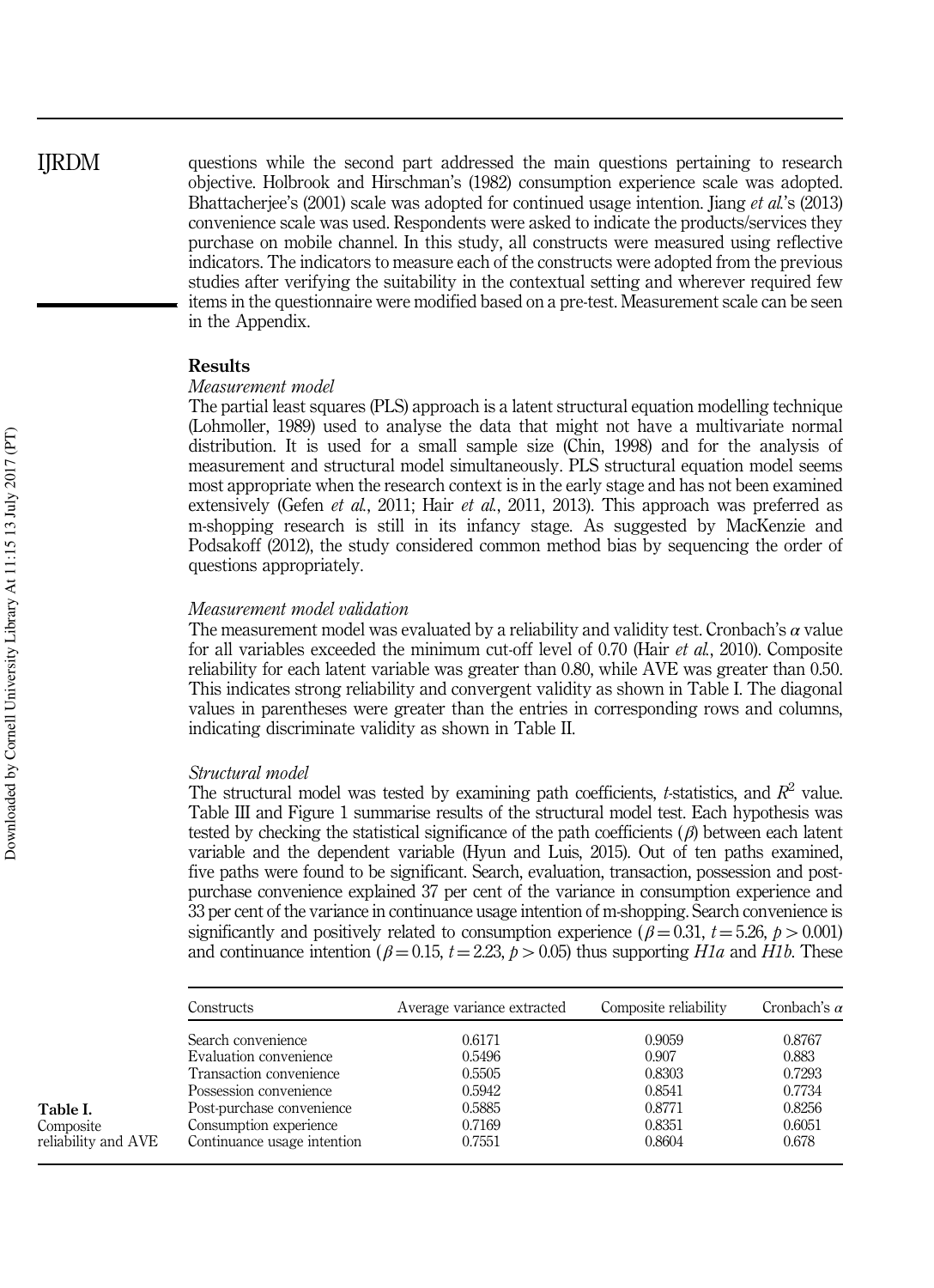questions while the second part addressed the main questions pertaining to research objective. Holbrook and Hirschman's (1982) consumption experience scale was adopted. Bhattacherjee's (2001) scale was adopted for continued usage intention. Jiang *et al.*'s (2013) convenience scale was used. Respondents were asked to indicate the products/services they purchase on mobile channel. In this study, all constructs were measured using reflective indicators. The indicators to measure each of the constructs were adopted from the previous studies after verifying the suitability in the contextual setting and wherever required few items in the questionnaire were modified based on a pre-test. Measurement scale can be seen in the Appendix.

## Results

### Measurement model

The partial least squares (PLS) approach is a latent structural equation modelling technique (Lohmoller, 1989) used to analyse the data that might not have a multivariate normal distribution. It is used for a small sample size (Chin, 1998) and for the analysis of measurement and structural model simultaneously. PLS structural equation model seems most appropriate when the research context is in the early stage and has not been examined extensively (Gefen *et al.*, 2011; Hair *et al.*, 2011, 2013). This approach was preferred as m-shopping research is still in its infancy stage. As suggested by MacKenzie and Podsakoff (2012), the study considered common method bias by sequencing the order of questions appropriately.

### Measurement model validation

The measurement model was evaluated by a reliability and validity test. Cronbach's $\alpha$ value for all variables exceeded the minimum cut-off level of 0.70 (Hair *et al.*, 2010). Composite reliability for each latent variable was greater than 0.80, while AVE was greater than 0.50. This indicates strong reliability and convergent validity as shown in Table I. The diagonal values in parentheses were greater than the entries in corresponding rows and columns, indicating discriminate validity as shown in Table II.

### Structural model

The structural model was tested by examining path coefficients, *t*-statistics, and $R^2$ value. Table III and Figure 1 summarise results of the structural model test. Each hypothesis was tested by checking the statistical significance of the path coefficients ($\beta$) between each latent variable and the dependent variable (Hyun and Luis, 2015). Out of ten paths examined, five paths were found to be significant. Search, evaluation, transaction, possession and post-purchase convenience explained 37 per cent of the variance in consumption experience and 33 per cent of the variance in continuance usage intention of m-shopping. Search convenience is significantly and positively related to consumption experience ($\beta = 0.31$, $t = 5.26$, $p > 0.001$) and continuance intention ($\beta = 0.15$, $t = 2.23$, $p > 0.05$) thus supporting *H1a* and *H1b*. These

**Table I.** Composite reliability and AVE

| Constructs | Average variance extracted | Composite reliability | Cronbach's $\alpha$ |
|---|---|---|---|
| Search convenience | 0.6171 | 0.9059 | 0.8767 |
| Evaluation convenience | 0.5496 | 0.907 | 0.883 |
| Transaction convenience | 0.5505 | 0.8303 | 0.7293 |
| Possession convenience | 0.5942 | 0.8541 | 0.7734 |
| Post-purchase convenience | 0.5885 | 0.8771 | 0.8256 |
| Consumption experience | 0.7169 | 0.8351 | 0.6051 |
| Continuance usage intention | 0.7551 | 0.8604 | 0.678 |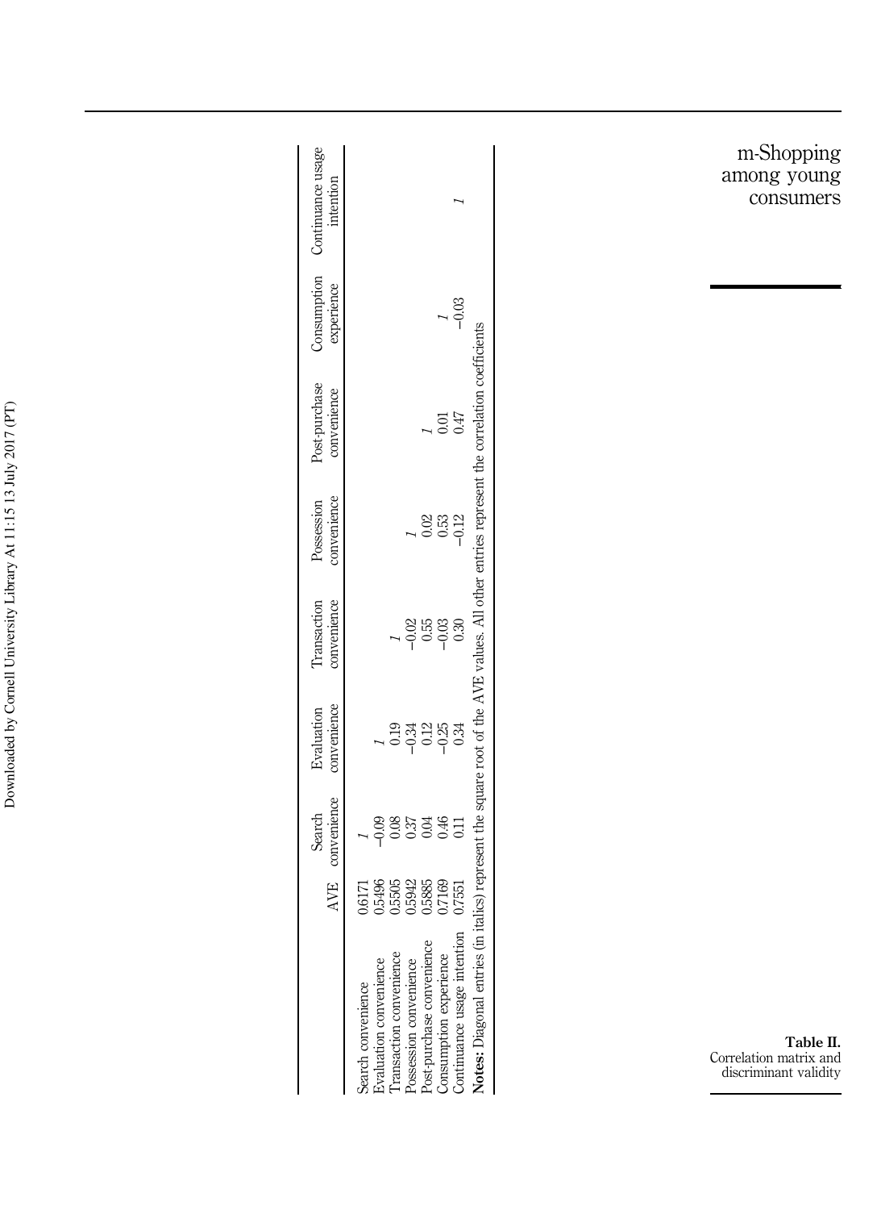**Table II.** Correlation matrix and discriminant validity

| | AVE | Search convenience | Evaluation convenience | Transaction convenience | Possession convenience | Post-purchase convenience | Consumption experience | Continuance usage intention |
|---|---|---|---|---|---|---|---|---|
| Search convenience | 0.6171 | *1* | | | | | | |
| Evaluation convenience | 0.5496 | −0.09 | *1* | | | | | |
| Transaction convenience | 0.5505 | 0.08 | 0.19 | *1* | | | | |
| Possession convenience | 0.5942 | 0.37 | −0.34 | −0.02 | *1* | | | |
| Post-purchase convenience | 0.5885 | 0.04 | 0.12 | 0.55 | 0.02 | *1* | | |
| Consumption experience | 0.7169 | 0.46 | −0.25 | −0.03 | 0.53 | 0.01 | *1* | |
| Continuance usage intention | 0.7551 | 0.11 | 0.34 | 0.30 | −0.12 | 0.47 | −0.03 | *1* |

**Notes:** Diagonal entries (in italics) represent the square root of the AVE values. All other entries represent the correlation coefficients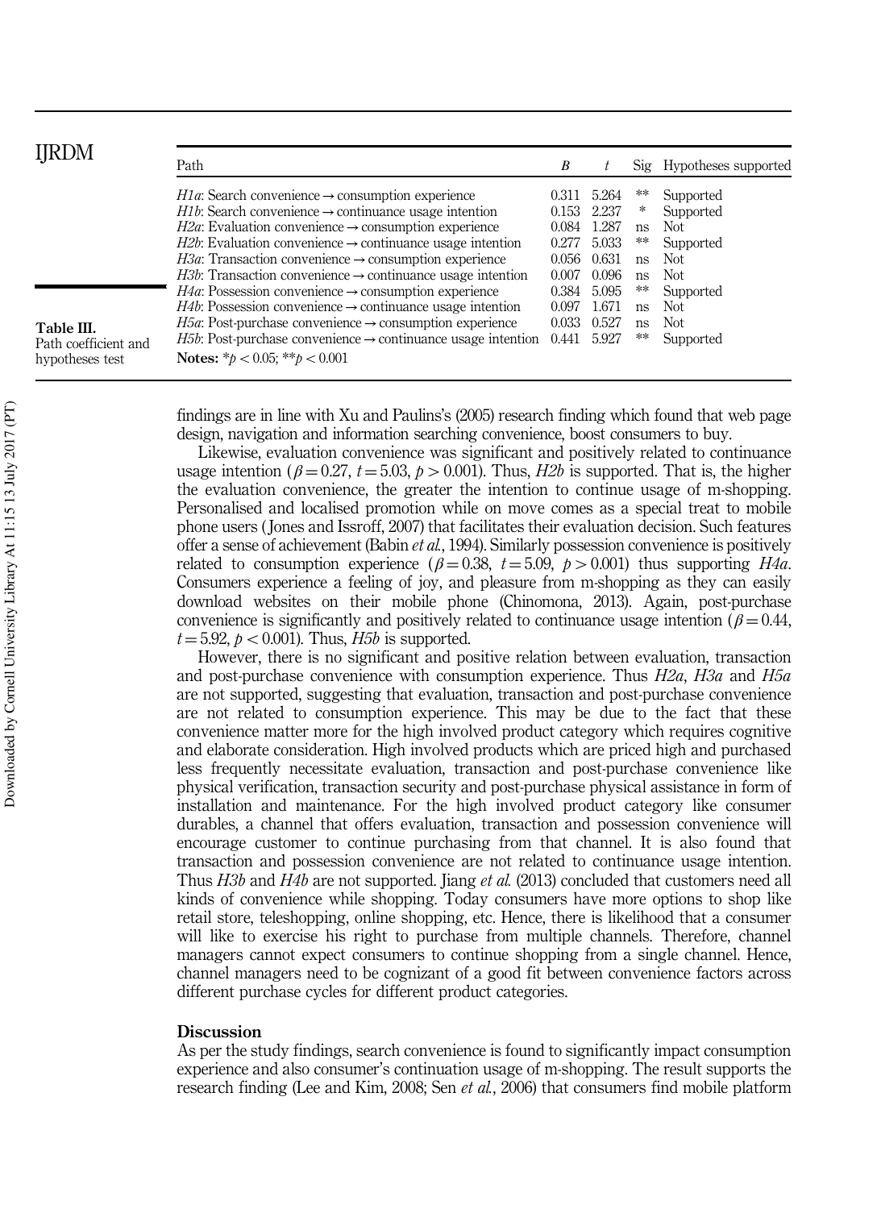**Table III.** Path coefficient and hypotheses test

| Path | B | t | Sig | Hypotheses supported |
|---|---|---|---|---|
| *H1a*: Search convenience → consumption experience | 0.311 | 5.264 | ** | Supported |
| *H1b*: Search convenience → continuance usage intention | 0.153 | 2.237 | * | Supported |
| *H2a*: Evaluation convenience → consumption experience | 0.084 | 1.287 | ns | Not |
| *H2b*: Evaluation convenience → continuance usage intention | 0.277 | 5.033 | ** | Supported |
| *H3a*: Transaction convenience → consumption experience | 0.056 | 0.631 | ns | Not |
| *H3b*: Transaction convenience → continuance usage intention | 0.007 | 0.096 | ns | Not |
| *H4a*: Possession convenience → consumption experience | 0.384 | 5.095 | ** | Supported |
| *H4b*: Possession convenience → continuance usage intention | 0.097 | 1.671 | ns | Not |
| *H5a*: Post-purchase convenience → consumption experience | 0.033 | 0.527 | ns | Not |
| *H5b*: Post-purchase convenience → continuance usage intention | 0.441 | 5.927 | ** | Supported |

**Notes:** $*p < 0.05$; $**p < 0.001$

findings are in line with Xu and Paulins's (2005) research finding which found that web page design, navigation and information searching convenience, boost consumers to buy.

Likewise, evaluation convenience was significant and positively related to continuance usage intention ($\beta = 0.27$, $t = 5.03$, $p > 0.001$). Thus, *H2b* is supported. That is, the higher the evaluation convenience, the greater the intention to continue usage of m-shopping. Personalised and localised promotion while on move comes as a special treat to mobile phone users (Jones and Issroff, 2007) that facilitates their evaluation decision. Such features offer a sense of achievement (Babin *et al.*, 1994). Similarly possession convenience is positively related to consumption experience ($\beta = 0.38$, $t = 5.09$, $p > 0.001$) thus supporting *H4a*. Consumers experience a feeling of joy, and pleasure from m-shopping as they can easily download websites on their mobile phone (Chinomona, 2013). Again, post-purchase convenience is significantly and positively related to continuance usage intention ($\beta = 0.44$, $t = 5.92$, $p < 0.001$). Thus, *H5b* is supported.

However, there is no significant and positive relation between evaluation, transaction and post-purchase convenience with consumption experience. Thus *H2a*, *H3a* and *H5a* are not supported, suggesting that evaluation, transaction and post-purchase convenience are not related to consumption experience. This may be due to the fact that these convenience matter more for the high involved product category which requires cognitive and elaborate consideration. High involved products which are priced high and purchased less frequently necessitate evaluation, transaction and post-purchase convenience like physical verification, transaction security and post-purchase physical assistance in form of installation and maintenance. For the high involved product category like consumer durables, a channel that offers evaluation, transaction and possession convenience will encourage customer to continue purchasing from that channel. It is also found that transaction and possession convenience are not related to continuance usage intention. Thus *H3b* and *H4b* are not supported. Jiang *et al.* (2013) concluded that customers need all kinds of convenience while shopping. Today consumers have more options to shop like retail store, teleshopping, online shopping, etc. Hence, there is likelihood that a consumer will like to exercise his right to purchase from multiple channels. Therefore, channel managers cannot expect consumers to continue shopping from a single channel. Hence, channel managers need to be cognizant of a good fit between convenience factors across different purchase cycles for different product categories.

## Discussion

As per the study findings, search convenience is found to significantly impact consumption experience and also consumer's continuation usage of m-shopping. The result supports the research finding (Lee and Kim, 2008; Sen *et al.*, 2006) that consumers find mobile platform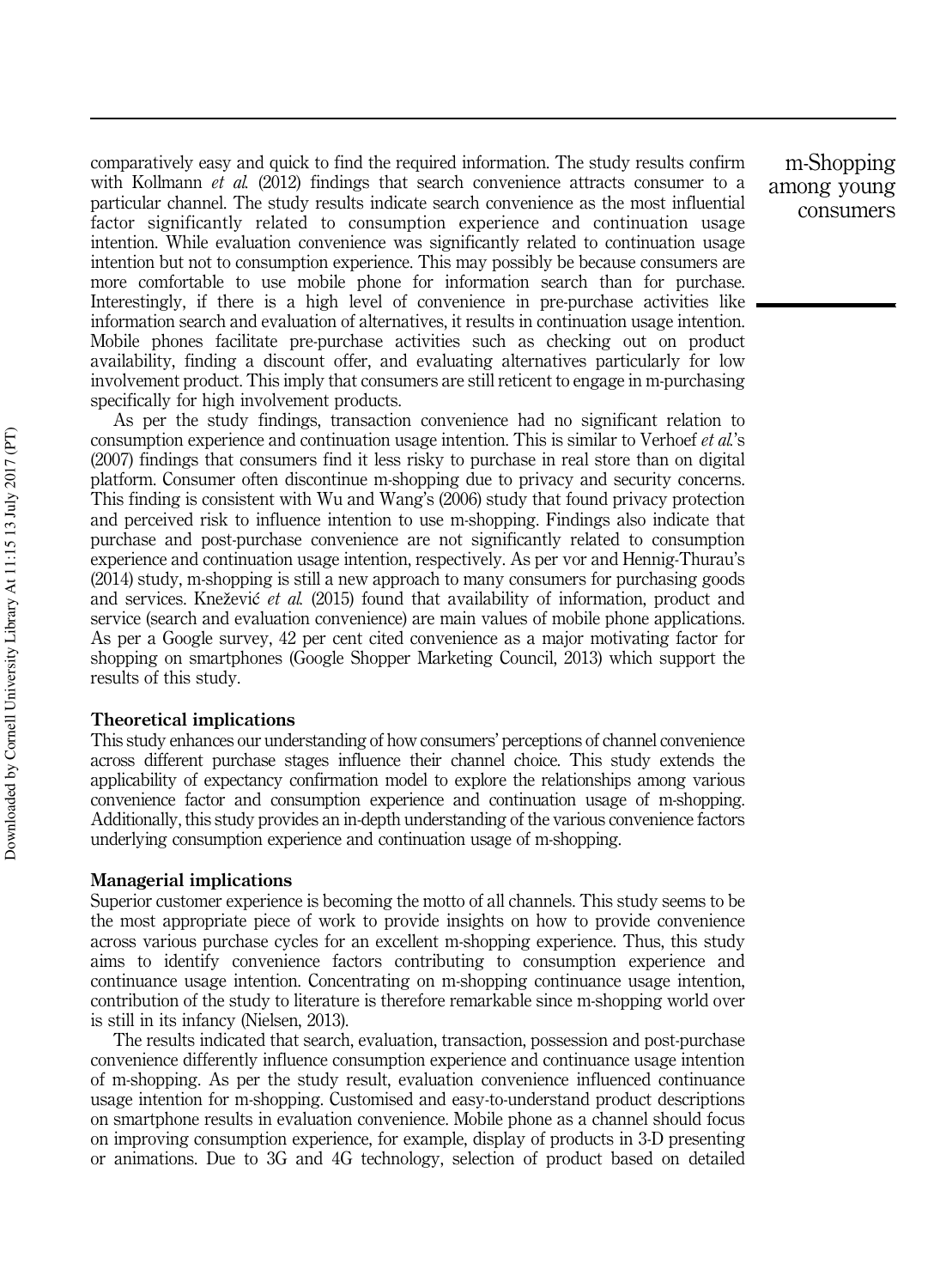comparatively easy and quick to find the required information. The study results confirm with Kollmann *et al.* (2012) findings that search convenience attracts consumer to a particular channel. The study results indicate search convenience as the most influential factor significantly related to consumption experience and continuation usage intention. While evaluation convenience was significantly related to continuation usage intention but not to consumption experience. This may possibly be because consumers are more comfortable to use mobile phone for information search than for purchase. Interestingly, if there is a high level of convenience in pre-purchase activities like information search and evaluation of alternatives, it results in continuation usage intention. Mobile phones facilitate pre-purchase activities such as checking out on product availability, finding a discount offer, and evaluating alternatives particularly for low involvement product. This imply that consumers are still reticent to engage in m-purchasing specifically for high involvement products.

As per the study findings, transaction convenience had no significant relation to consumption experience and continuation usage intention. This is similar to Verhoef *et al.*'s (2007) findings that consumers find it less risky to purchase in real store than on digital platform. Consumer often discontinue m-shopping due to privacy and security concerns. This finding is consistent with Wu and Wang's (2006) study that found privacy protection and perceived risk to influence intention to use m-shopping. Findings also indicate that purchase and post-purchase convenience are not significantly related to consumption experience and continuation usage intention, respectively. As per vor and Hennig-Thurau's (2014) study, m-shopping is still a new approach to many consumers for purchasing goods and services. Knežević *et al.* (2015) found that availability of information, product and service (search and evaluation convenience) are main values of mobile phone applications. As per a Google survey, 42 per cent cited convenience as a major motivating factor for shopping on smartphones (Google Shopper Marketing Council, 2013) which support the results of this study.

### Theoretical implications

This study enhances our understanding of how consumers' perceptions of channel convenience across different purchase stages influence their channel choice. This study extends the applicability of expectancy confirmation model to explore the relationships among various convenience factor and consumption experience and continuation usage of m-shopping. Additionally, this study provides an in-depth understanding of the various convenience factors underlying consumption experience and continuation usage of m-shopping.

### Managerial implications

Superior customer experience is becoming the motto of all channels. This study seems to be the most appropriate piece of work to provide insights on how to provide convenience across various purchase cycles for an excellent m-shopping experience. Thus, this study aims to identify convenience factors contributing to consumption experience and continuance usage intention. Concentrating on m-shopping continuance usage intention, contribution of the study to literature is therefore remarkable since m-shopping world over is still in its infancy (Nielsen, 2013).

The results indicated that search, evaluation, transaction, possession and post-purchase convenience differently influence consumption experience and continuance usage intention of m-shopping. As per the study result, evaluation convenience influenced continuance usage intention for m-shopping. Customised and easy-to-understand product descriptions on smartphone results in evaluation convenience. Mobile phone as a channel should focus on improving consumption experience, for example, display of products in 3-D presenting or animations. Due to 3G and 4G technology, selection of product based on detailed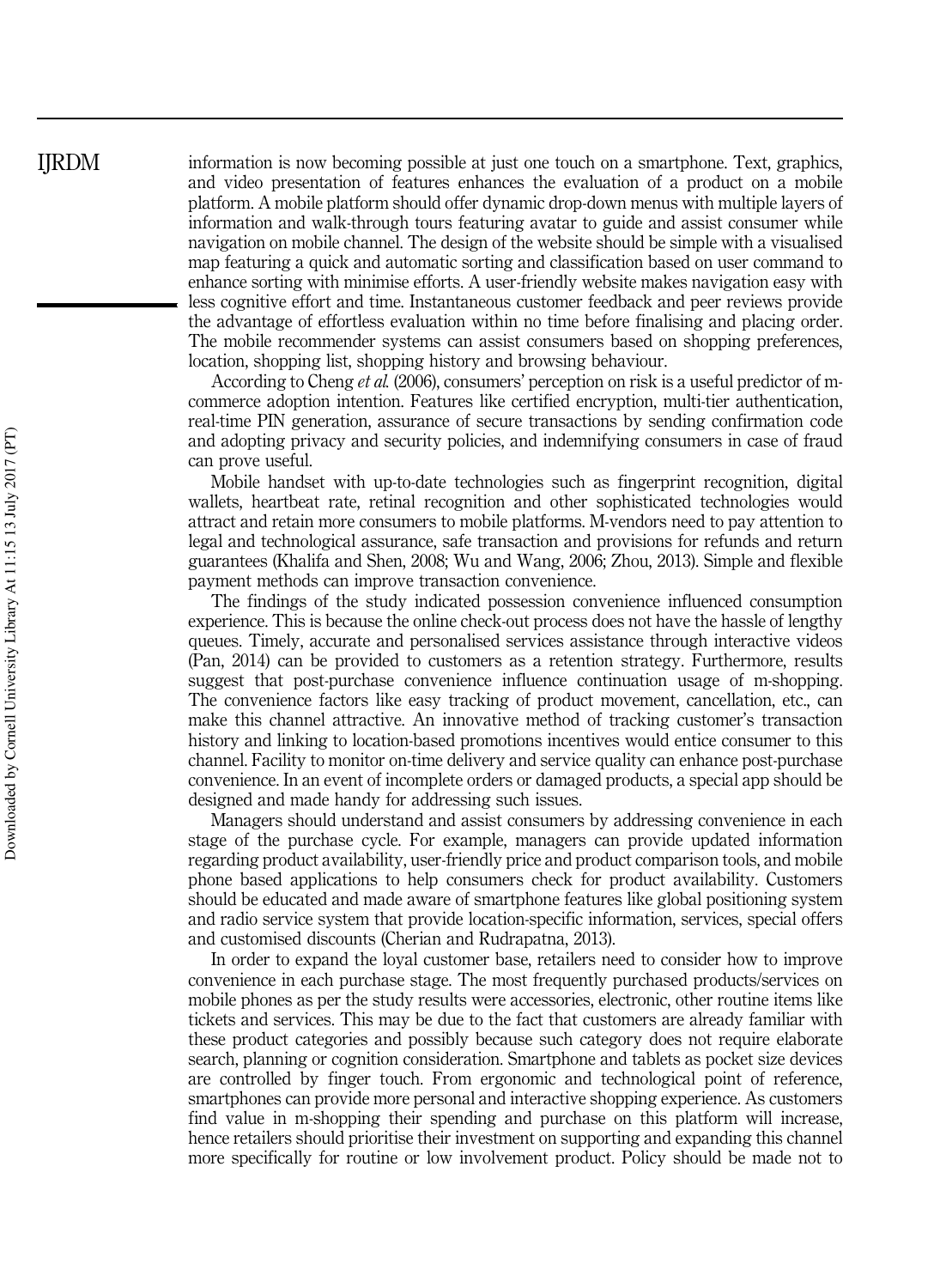information is now becoming possible at just one touch on a smartphone. Text, graphics, and video presentation of features enhances the evaluation of a product on a mobile platform. A mobile platform should offer dynamic drop-down menus with multiple layers of information and walk-through tours featuring avatar to guide and assist consumer while navigation on mobile channel. The design of the website should be simple with a visualised map featuring a quick and automatic sorting and classification based on user command to enhance sorting with minimise efforts. A user-friendly website makes navigation easy with less cognitive effort and time. Instantaneous customer feedback and peer reviews provide the advantage of effortless evaluation within no time before finalising and placing order. The mobile recommender systems can assist consumers based on shopping preferences, location, shopping list, shopping history and browsing behaviour.

According to Cheng *et al.* (2006), consumers' perception on risk is a useful predictor of m-commerce adoption intention. Features like certified encryption, multi-tier authentication, real-time PIN generation, assurance of secure transactions by sending confirmation code and adopting privacy and security policies, and indemnifying consumers in case of fraud can prove useful.

Mobile handset with up-to-date technologies such as fingerprint recognition, digital wallets, heartbeat rate, retinal recognition and other sophisticated technologies would attract and retain more consumers to mobile platforms. M-vendors need to pay attention to legal and technological assurance, safe transaction and provisions for refunds and return guarantees (Khalifa and Shen, 2008; Wu and Wang, 2006; Zhou, 2013). Simple and flexible payment methods can improve transaction convenience.

The findings of the study indicated possession convenience influenced consumption experience. This is because the online check-out process does not have the hassle of lengthy queues. Timely, accurate and personalised services assistance through interactive videos (Pan, 2014) can be provided to customers as a retention strategy. Furthermore, results suggest that post-purchase convenience influence continuation usage of m-shopping. The convenience factors like easy tracking of product movement, cancellation, etc., can make this channel attractive. An innovative method of tracking customer's transaction history and linking to location-based promotions incentives would entice consumer to this channel. Facility to monitor on-time delivery and service quality can enhance post-purchase convenience. In an event of incomplete orders or damaged products, a special app should be designed and made handy for addressing such issues.

Managers should understand and assist consumers by addressing convenience in each stage of the purchase cycle. For example, managers can provide updated information regarding product availability, user-friendly price and product comparison tools, and mobile phone based applications to help consumers check for product availability. Customers should be educated and made aware of smartphone features like global positioning system and radio service system that provide location-specific information, services, special offers and customised discounts (Cherian and Rudrapatna, 2013).

In order to expand the loyal customer base, retailers need to consider how to improve convenience in each purchase stage. The most frequently purchased products/services on mobile phones as per the study results were accessories, electronic, other routine items like tickets and services. This may be due to the fact that customers are already familiar with these product categories and possibly because such category does not require elaborate search, planning or cognition consideration. Smartphone and tablets as pocket size devices are controlled by finger touch. From ergonomic and technological point of reference, smartphones can provide more personal and interactive shopping experience. As customers find value in m-shopping their spending and purchase on this platform will increase, hence retailers should prioritise their investment on supporting and expanding this channel more specifically for routine or low involvement product. Policy should be made not to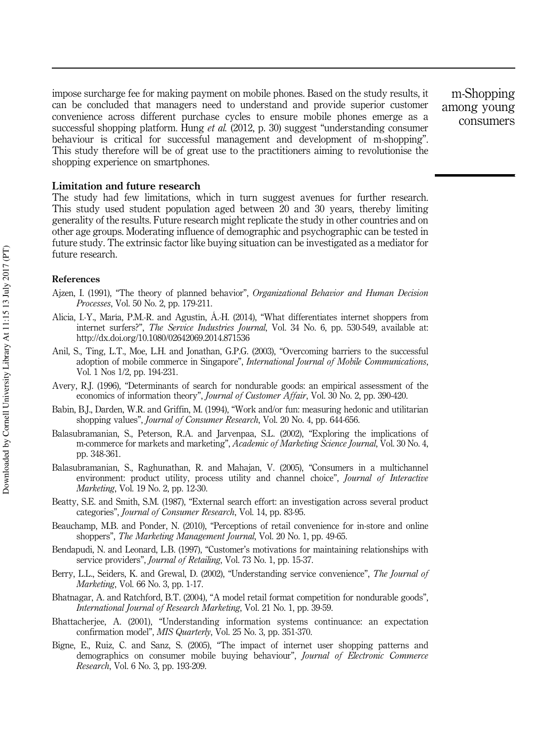impose surcharge fee for making payment on mobile phones. Based on the study results, it can be concluded that managers need to understand and provide superior customer convenience across different purchase cycles to ensure mobile phones emerge as a successful shopping platform. Hung *et al.* (2012, p. 30) suggest "understanding consumer behaviour is critical for successful management and development of m-shopping". This study therefore will be of great use to the practitioners aiming to revolutionise the shopping experience on smartphones.

## Limitation and future research

The study had few limitations, which in turn suggest avenues for further research. This study used student population aged between 20 and 30 years, thereby limiting generality of the results. Future research might replicate the study in other countries and on other age groups. Moderating influence of demographic and psychographic can be tested in future study. The extrinsic factor like buying situation can be investigated as a mediator for future research.

## References

Ajzen, I. (1991), "The theory of planned behavior", *Organizational Behavior and Human Decision Processes*, Vol. 50 No. 2, pp. 179-211.

Alicia, I.-Y., María, P.M.-R. and Agustín, Á.-H. (2014), "What differentiates internet shoppers from internet surfers?", *The Service Industries Journal*, Vol. 34 No. 6, pp. 530-549, available at: http://dx.doi.org/10.1080/02642069.2014.871536

Anil, S., Ting, L.T., Moe, L.H. and Jonathan, G.P.G. (2003), "Overcoming barriers to the successful adoption of mobile commerce in Singapore", *International Journal of Mobile Communications*, Vol. 1 Nos 1/2, pp. 194-231.

Avery, R.J. (1996), "Determinants of search for nondurable goods: an empirical assessment of the economics of information theory", *Journal of Customer Affair*, Vol. 30 No. 2, pp. 390-420.

Babin, B.J., Darden, W.R. and Griffin, M. (1994), "Work and/or fun: measuring hedonic and utilitarian shopping values", *Journal of Consumer Research*, Vol. 20 No. 4, pp. 644-656.

Balasubramanian, S., Peterson, R.A. and Jarvenpaa, S.L. (2002), "Exploring the implications of m-commerce for markets and marketing", *Academic of Marketing Science Journal*, Vol. 30 No. 4, pp. 348-361.

Balasubramanian, S., Raghunathan, R. and Mahajan, V. (2005), "Consumers in a multichannel environment: product utility, process utility and channel choice", *Journal of Interactive Marketing*, Vol. 19 No. 2, pp. 12-30.

Beatty, S.E. and Smith, S.M. (1987), "External search effort: an investigation across several product categories", *Journal of Consumer Research*, Vol. 14, pp. 83-95.

Beauchamp, M.B. and Ponder, N. (2010), "Perceptions of retail convenience for in-store and online shoppers", *The Marketing Management Journal*, Vol. 20 No. 1, pp. 49-65.

Bendapudi, N. and Leonard, L.B. (1997), "Customer's motivations for maintaining relationships with service providers", *Journal of Retailing*, Vol. 73 No. 1, pp. 15-37.

Berry, L.L., Seiders, K. and Grewal, D. (2002), "Understanding service convenience", *The Journal of Marketing*, Vol. 66 No. 3, pp. 1-17.

Bhatnagar, A. and Ratchford, B.T. (2004), "A model retail format competition for nondurable goods", *International Journal of Research Marketing*, Vol. 21 No. 1, pp. 39-59.

Bhattacherjee, A. (2001), "Understanding information systems continuance: an expectation confirmation model", *MIS Quarterly*, Vol. 25 No. 3, pp. 351-370.

Bigne, E., Ruiz, C. and Sanz, S. (2005), "The impact of internet user shopping patterns and demographics on consumer mobile buying behaviour", *Journal of Electronic Commerce Research*, Vol. 6 No. 3, pp. 193-209.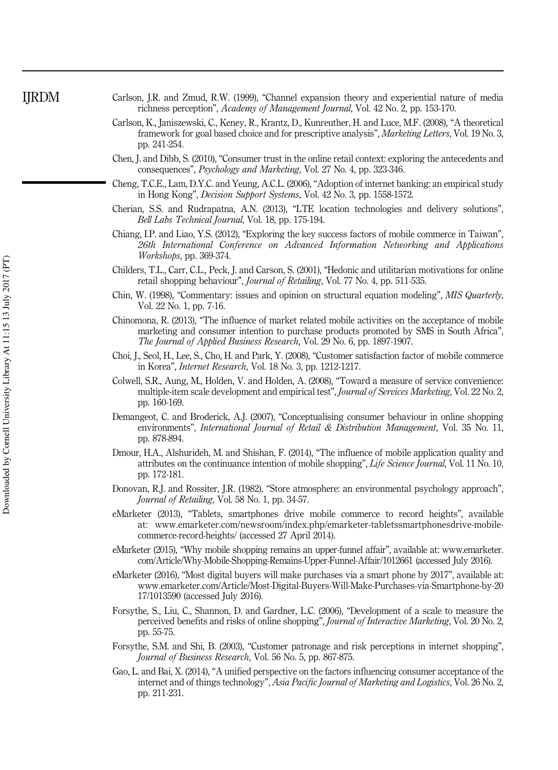Carlson, J.R. and Zmud, R.W. (1999), "Channel expansion theory and experiential nature of media richness perception", *Academy of Management Journal*, Vol. 42 No. 2, pp. 153-170.

Carlson, K., Janiszewski, C., Keney, R., Krantz, D., Kunreuther, H. and Luce, M.F. (2008), "A theoretical framework for goal based choice and for prescriptive analysis", *Marketing Letters*, Vol. 19 No. 3, pp. 241-254.

Chen, J. and Dibb, S. (2010), "Consumer trust in the online retail context: exploring the antecedents and consequences", *Psychology and Marketing*, Vol. 27 No. 4, pp. 323-346.

Cheng, T.C.E., Lam, D.Y.C. and Yeung, A.C.L. (2006), "Adoption of internet banking: an empirical study in Hong Kong", *Decision Support Systems*, Vol. 42 No. 3, pp. 1558-1572.

Cherian, S.S. and Rudrapatna, A.N. (2013), "LTE location technologies and delivery solutions", *Bell Labs Technical Journal*, Vol. 18, pp. 175-194.

Chiang, I.P. and Liao, Y.S. (2012), "Exploring the key success factors of mobile commerce in Taiwan", *26th International Conference on Advanced Information Networking and Applications Workshops*, pp. 369-374.

Childers, T.L., Carr, C.L., Peck, J. and Carson, S. (2001), "Hedonic and utilitarian motivations for online retail shopping behaviour", *Journal of Retailing*, Vol. 77 No. 4, pp. 511-535.

Chin, W. (1998), "Commentary: issues and opinion on structural equation modeling", *MIS Quarterly*, Vol. 22 No. 1, pp. 7-16.

Chinomona, R. (2013), "The influence of market related mobile activities on the acceptance of mobile marketing and consumer intention to purchase products promoted by SMS in South Africa", *The Journal of Applied Business Research*, Vol. 29 No. 6, pp. 1897-1907.

Choi, J., Seol, H., Lee, S., Cho, H. and Park, Y. (2008), "Customer satisfaction factor of mobile commerce in Korea", *Internet Research*, Vol. 18 No. 3, pp. 1212-1217.

Colwell, S.R., Aung, M., Holden, V. and Holden, A. (2008), "Toward a measure of service convenience: multiple-item scale development and empirical test", *Journal of Services Marketing*, Vol. 22 No. 2, pp. 160-169.

Demangeot, C. and Broderick, A.J. (2007), "Conceptualising consumer behaviour in online shopping environments", *International Journal of Retail & Distribution Management*, Vol. 35 No. 11, pp. 878-894.

Dmour, H.A., Alshurideh, M. and Shishan, F. (2014), "The influence of mobile application quality and attributes on the continuance intention of mobile shopping", *Life Science Journal*, Vol. 11 No. 10, pp. 172-181.

Donovan, R.J. and Rossiter, J.R. (1982), "Store atmosphere: an environmental psychology approach", *Journal of Retailing*, Vol. 58 No. 1, pp. 34-57.

eMarketer (2013), "Tablets, smartphones drive mobile commerce to record heights", available at: www.emarketer.com/newsroom/index.php/emarketer-tabletssmartphonesdrive-mobile-commerce-record-heights/ (accessed 27 April 2014).

eMarketer (2015), "Why mobile shopping remains an upper-funnel affair", available at: www.emarketer.com/Article/Why-Mobile-Shopping-Remains-Upper-Funnel-Affair/1012661 (accessed July 2016).

eMarketer (2016), "Most digital buyers will make purchases via a smart phone by 2017", available at: www.emarketer.com/Article/Most-Digital-Buyers-Will-Make-Purchases-via-Smartphone-by-2017/1013590 (accessed July 2016).

Forsythe, S., Liu, C., Shannon, D. and Gardner, L.C. (2006), "Development of a scale to measure the perceived benefits and risks of online shopping", *Journal of Interactive Marketing*, Vol. 20 No. 2, pp. 55-75.

Forsythe, S.M. and Shi, B. (2003), "Customer patronage and risk perceptions in internet shopping", *Journal of Business Research*, Vol. 56 No. 5, pp. 867-875.

Gao, L. and Bai, X. (2014), "A unified perspective on the factors influencing consumer acceptance of the internet and of things technology", *Asia Pacific Journal of Marketing and Logistics*, Vol. 26 No. 2, pp. 211-231.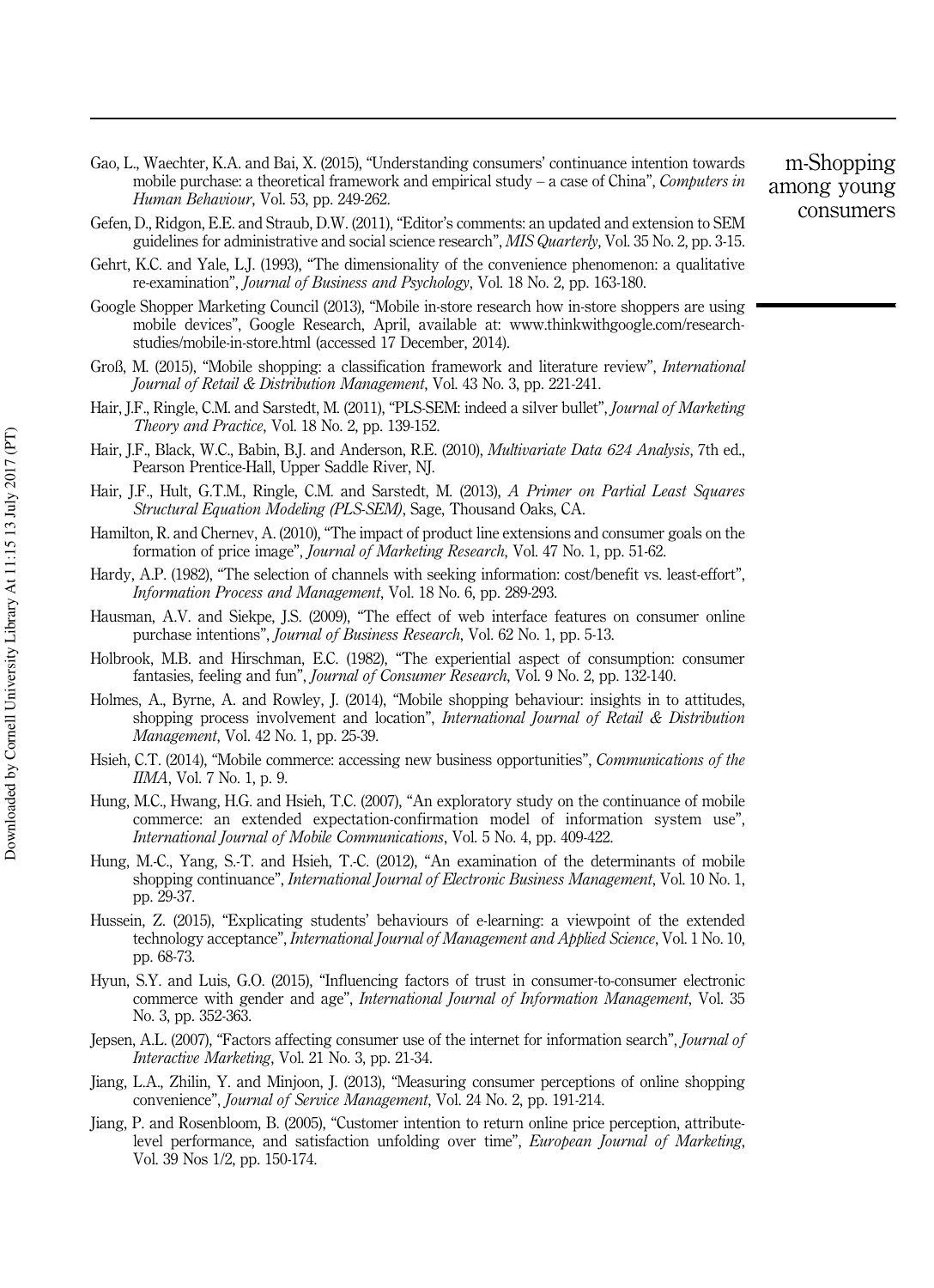Gao, L., Waechter, K.A. and Bai, X. (2015), "Understanding consumers' continuance intention towards mobile purchase: a theoretical framework and empirical study – a case of China", *Computers in Human Behaviour*, Vol. 53, pp. 249-262.

Gefen, D., Ridgon, E.E. and Straub, D.W. (2011), "Editor's comments: an updated and extension to SEM guidelines for administrative and social science research", *MIS Quarterly*, Vol. 35 No. 2, pp. 3-15.

Gehrt, K.C. and Yale, L.J. (1993), "The dimensionality of the convenience phenomenon: a qualitative re-examination", *Journal of Business and Psychology*, Vol. 18 No. 2, pp. 163-180.

Google Shopper Marketing Council (2013), "Mobile in-store research how in-store shoppers are using mobile devices", Google Research, April, available at: www.thinkwithgoogle.com/research-studies/mobile-in-store.html (accessed 17 December, 2014).

Groß, M. (2015), "Mobile shopping: a classification framework and literature review", *International Journal of Retail & Distribution Management*, Vol. 43 No. 3, pp. 221-241.

Hair, J.F., Ringle, C.M. and Sarstedt, M. (2011), "PLS-SEM: indeed a silver bullet", *Journal of Marketing Theory and Practice*, Vol. 18 No. 2, pp. 139-152.

Hair, J.F., Black, W.C., Babin, B.J. and Anderson, R.E. (2010), *Multivariate Data 624 Analysis*, 7th ed., Pearson Prentice-Hall, Upper Saddle River, NJ.

Hair, J.F., Hult, G.T.M., Ringle, C.M. and Sarstedt, M. (2013), *A Primer on Partial Least Squares Structural Equation Modeling (PLS-SEM)*, Sage, Thousand Oaks, CA.

Hamilton, R. and Chernev, A. (2010), "The impact of product line extensions and consumer goals on the formation of price image", *Journal of Marketing Research*, Vol. 47 No. 1, pp. 51-62.

Hardy, A.P. (1982), "The selection of channels with seeking information: cost/benefit vs. least-effort", *Information Process and Management*, Vol. 18 No. 6, pp. 289-293.

Hausman, A.V. and Siekpe, J.S. (2009), "The effect of web interface features on consumer online purchase intentions", *Journal of Business Research*, Vol. 62 No. 1, pp. 5-13.

Holbrook, M.B. and Hirschman, E.C. (1982), "The experiential aspect of consumption: consumer fantasies, feeling and fun", *Journal of Consumer Research*, Vol. 9 No. 2, pp. 132-140.

Holmes, A., Byrne, A. and Rowley, J. (2014), "Mobile shopping behaviour: insights in to attitudes, shopping process involvement and location", *International Journal of Retail & Distribution Management*, Vol. 42 No. 1, pp. 25-39.

Hsieh, C.T. (2014), "Mobile commerce: accessing new business opportunities", *Communications of the IIMA*, Vol. 7 No. 1, p. 9.

Hung, M.C., Hwang, H.G. and Hsieh, T.C. (2007), "An exploratory study on the continuance of mobile commerce: an extended expectation-confirmation model of information system use", *International Journal of Mobile Communications*, Vol. 5 No. 4, pp. 409-422.

Hung, M.-C., Yang, S.-T. and Hsieh, T.-C. (2012), "An examination of the determinants of mobile shopping continuance", *International Journal of Electronic Business Management*, Vol. 10 No. 1, pp. 29-37.

Hussein, Z. (2015), "Explicating students' behaviours of e-learning: a viewpoint of the extended technology acceptance", *International Journal of Management and Applied Science*, Vol. 1 No. 10, pp. 68-73.

Hyun, S.Y. and Luis, G.O. (2015), "Influencing factors of trust in consumer-to-consumer electronic commerce with gender and age", *International Journal of Information Management*, Vol. 35 No. 3, pp. 352-363.

Jepsen, A.L. (2007), "Factors affecting consumer use of the internet for information search", *Journal of Interactive Marketing*, Vol. 21 No. 3, pp. 21-34.

Jiang, L.A., Zhilin, Y. and Minjoon, J. (2013), "Measuring consumer perceptions of online shopping convenience", *Journal of Service Management*, Vol. 24 No. 2, pp. 191-214.

Jiang, P. and Rosenbloom, B. (2005), "Customer intention to return online price perception, attribute-level performance, and satisfaction unfolding over time", *European Journal of Marketing*, Vol. 39 Nos 1/2, pp. 150-174.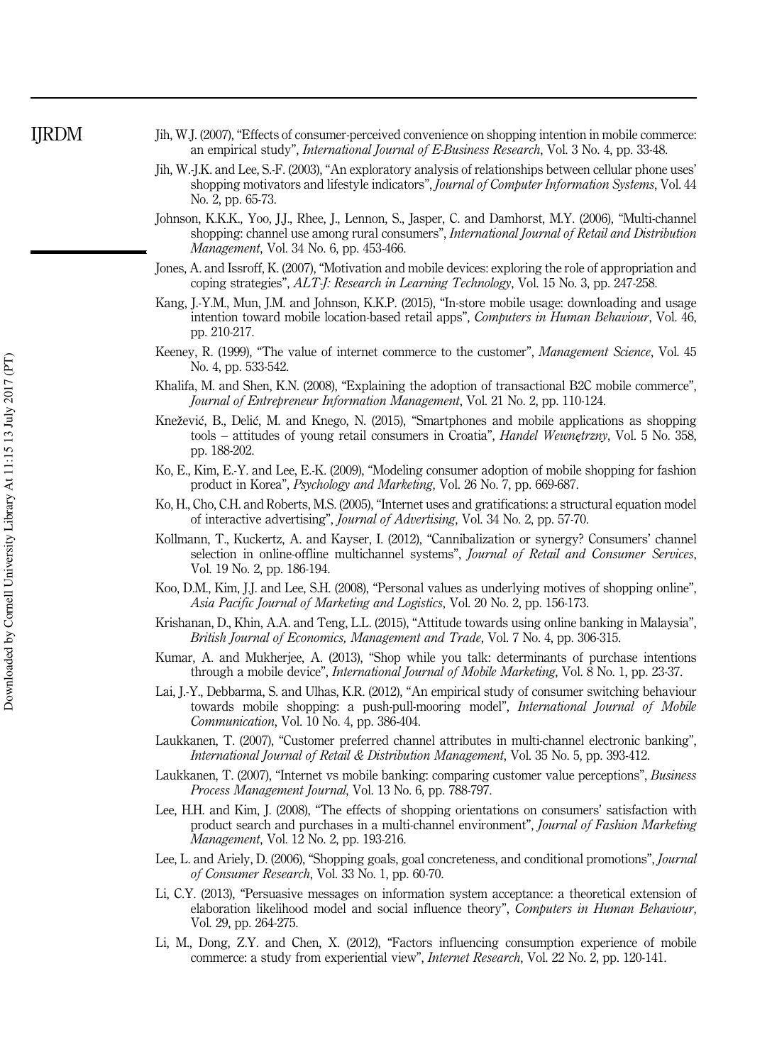Jih, W.J. (2007), "Effects of consumer-perceived convenience on shopping intention in mobile commerce: an empirical study", *International Journal of E-Business Research*, Vol. 3 No. 4, pp. 33-48.

Jih, W.-J.K. and Lee, S.-F. (2003), "An exploratory analysis of relationships between cellular phone uses' shopping motivators and lifestyle indicators", *Journal of Computer Information Systems*, Vol. 44 No. 2, pp. 65-73.

Johnson, K.K.K., Yoo, J.J., Rhee, J., Lennon, S., Jasper, C. and Damhorst, M.Y. (2006), "Multi-channel shopping: channel use among rural consumers", *International Journal of Retail and Distribution Management*, Vol. 34 No. 6, pp. 453-466.

Jones, A. and Issroff, K. (2007), "Motivation and mobile devices: exploring the role of appropriation and coping strategies", *ALT-J: Research in Learning Technology*, Vol. 15 No. 3, pp. 247-258.

Kang, J.-Y.M., Mun, J.M. and Johnson, K.K.P. (2015), "In-store mobile usage: downloading and usage intention toward mobile location-based retail apps", *Computers in Human Behaviour*, Vol. 46, pp. 210-217.

Keeney, R. (1999), "The value of internet commerce to the customer", *Management Science*, Vol. 45 No. 4, pp. 533-542.

Khalifa, M. and Shen, K.N. (2008), "Explaining the adoption of transactional B2C mobile commerce", *Journal of Entrepreneur Information Management*, Vol. 21 No. 2, pp. 110-124.

Knežević, B., Delić, M. and Knego, N. (2015), "Smartphones and mobile applications as shopping tools – attitudes of young retail consumers in Croatia", *Handel Wewnętrzny*, Vol. 5 No. 358, pp. 188-202.

Ko, E., Kim, E.-Y. and Lee, E.-K. (2009), "Modeling consumer adoption of mobile shopping for fashion product in Korea", *Psychology and Marketing*, Vol. 26 No. 7, pp. 669-687.

Ko, H., Cho, C.H. and Roberts, M.S. (2005), "Internet uses and gratifications: a structural equation model of interactive advertising", *Journal of Advertising*, Vol. 34 No. 2, pp. 57-70.

Kollmann, T., Kuckertz, A. and Kayser, I. (2012), "Cannibalization or synergy? Consumers' channel selection in online-offline multichannel systems", *Journal of Retail and Consumer Services*, Vol. 19 No. 2, pp. 186-194.

Koo, D.M., Kim, J.J. and Lee, S.H. (2008), "Personal values as underlying motives of shopping online", *Asia Pacific Journal of Marketing and Logistics*, Vol. 20 No. 2, pp. 156-173.

Krishanan, D., Khin, A.A. and Teng, L.L. (2015), "Attitude towards using online banking in Malaysia", *British Journal of Economics, Management and Trade*, Vol. 7 No. 4, pp. 306-315.

Kumar, A. and Mukherjee, A. (2013), "Shop while you talk: determinants of purchase intentions through a mobile device", *International Journal of Mobile Marketing*, Vol. 8 No. 1, pp. 23-37.

Lai, J.-Y., Debbarma, S. and Ulhas, K.R. (2012), "An empirical study of consumer switching behaviour towards mobile shopping: a push-pull-mooring model", *International Journal of Mobile Communication*, Vol. 10 No. 4, pp. 386-404.

Laukkanen, T. (2007), "Customer preferred channel attributes in multi-channel electronic banking", *International Journal of Retail & Distribution Management*, Vol. 35 No. 5, pp. 393-412.

Laukkanen, T. (2007), "Internet vs mobile banking: comparing customer value perceptions", *Business Process Management Journal*, Vol. 13 No. 6, pp. 788-797.

Lee, H.H. and Kim, J. (2008), "The effects of shopping orientations on consumers' satisfaction with product search and purchases in a multi-channel environment", *Journal of Fashion Marketing Management*, Vol. 12 No. 2, pp. 193-216.

Lee, L. and Ariely, D. (2006), "Shopping goals, goal concreteness, and conditional promotions", *Journal of Consumer Research*, Vol. 33 No. 1, pp. 60-70.

Li, C.Y. (2013), "Persuasive messages on information system acceptance: a theoretical extension of elaboration likelihood model and social influence theory", *Computers in Human Behaviour*, Vol. 29, pp. 264-275.

Li, M., Dong, Z.Y. and Chen, X. (2012), "Factors influencing consumption experience of mobile commerce: a study from experiential view", *Internet Research*, Vol. 22 No. 2, pp. 120-141.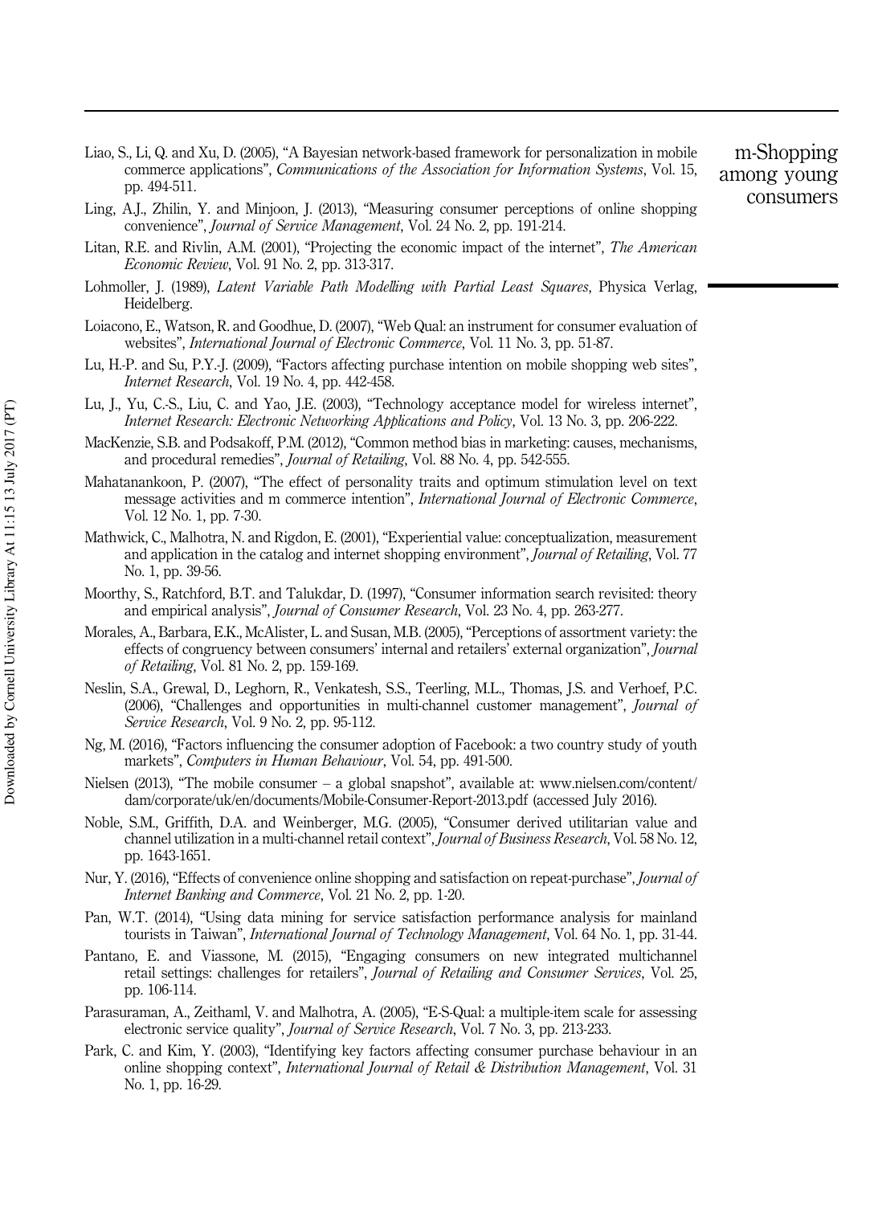Liao, S., Li, Q. and Xu, D. (2005), "A Bayesian network-based framework for personalization in mobile commerce applications", *Communications of the Association for Information Systems*, Vol. 15, pp. 494-511.

Ling, A.J., Zhilin, Y. and Minjoon, J. (2013), "Measuring consumer perceptions of online shopping convenience", *Journal of Service Management*, Vol. 24 No. 2, pp. 191-214.

Litan, R.E. and Rivlin, A.M. (2001), "Projecting the economic impact of the internet", *The American Economic Review*, Vol. 91 No. 2, pp. 313-317.

Lohmoller, J. (1989), *Latent Variable Path Modelling with Partial Least Squares*, Physica Verlag, Heidelberg.

Loiacono, E., Watson, R. and Goodhue, D. (2007), "Web Qual: an instrument for consumer evaluation of websites", *International Journal of Electronic Commerce*, Vol. 11 No. 3, pp. 51-87.

Lu, H.-P. and Su, P.Y.-J. (2009), "Factors affecting purchase intention on mobile shopping web sites", *Internet Research*, Vol. 19 No. 4, pp. 442-458.

Lu, J., Yu, C.-S., Liu, C. and Yao, J.E. (2003), "Technology acceptance model for wireless internet", *Internet Research: Electronic Networking Applications and Policy*, Vol. 13 No. 3, pp. 206-222.

MacKenzie, S.B. and Podsakoff, P.M. (2012), "Common method bias in marketing: causes, mechanisms, and procedural remedies", *Journal of Retailing*, Vol. 88 No. 4, pp. 542-555.

Mahatanankoon, P. (2007), "The effect of personality traits and optimum stimulation level on text message activities and m commerce intention", *International Journal of Electronic Commerce*, Vol. 12 No. 1, pp. 7-30.

Mathwick, C., Malhotra, N. and Rigdon, E. (2001), "Experiential value: conceptualization, measurement and application in the catalog and internet shopping environment", *Journal of Retailing*, Vol. 77 No. 1, pp. 39-56.

Moorthy, S., Ratchford, B.T. and Talukdar, D. (1997), "Consumer information search revisited: theory and empirical analysis", *Journal of Consumer Research*, Vol. 23 No. 4, pp. 263-277.

Morales, A., Barbara, E.K., McAlister, L. and Susan, M.B. (2005), "Perceptions of assortment variety: the effects of congruency between consumers' internal and retailers' external organization", *Journal of Retailing*, Vol. 81 No. 2, pp. 159-169.

Neslin, S.A., Grewal, D., Leghorn, R., Venkatesh, S.S., Teerling, M.L., Thomas, J.S. and Verhoef, P.C. (2006), "Challenges and opportunities in multi-channel customer management", *Journal of Service Research*, Vol. 9 No. 2, pp. 95-112.

Ng, M. (2016), "Factors influencing the consumer adoption of Facebook: a two country study of youth markets", *Computers in Human Behaviour*, Vol. 54, pp. 491-500.

Nielsen (2013), "The mobile consumer – a global snapshot", available at: www.nielsen.com/content/dam/corporate/uk/en/documents/Mobile-Consumer-Report-2013.pdf (accessed July 2016).

Noble, S.M., Griffith, D.A. and Weinberger, M.G. (2005), "Consumer derived utilitarian value and channel utilization in a multi-channel retail context", *Journal of Business Research*, Vol. 58 No. 12, pp. 1643-1651.

Nur, Y. (2016), "Effects of convenience online shopping and satisfaction on repeat-purchase", *Journal of Internet Banking and Commerce*, Vol. 21 No. 2, pp. 1-20.

Pan, W.T. (2014), "Using data mining for service satisfaction performance analysis for mainland tourists in Taiwan", *International Journal of Technology Management*, Vol. 64 No. 1, pp. 31-44.

Pantano, E. and Viassone, M. (2015), "Engaging consumers on new integrated multichannel retail settings: challenges for retailers", *Journal of Retailing and Consumer Services*, Vol. 25, pp. 106-114.

Parasuraman, A., Zeithaml, V. and Malhotra, A. (2005), "E-S-Qual: a multiple-item scale for assessing electronic service quality", *Journal of Service Research*, Vol. 7 No. 3, pp. 213-233.

Park, C. and Kim, Y. (2003), "Identifying key factors affecting consumer purchase behaviour in an online shopping context", *International Journal of Retail & Distribution Management*, Vol. 31 No. 1, pp. 16-29.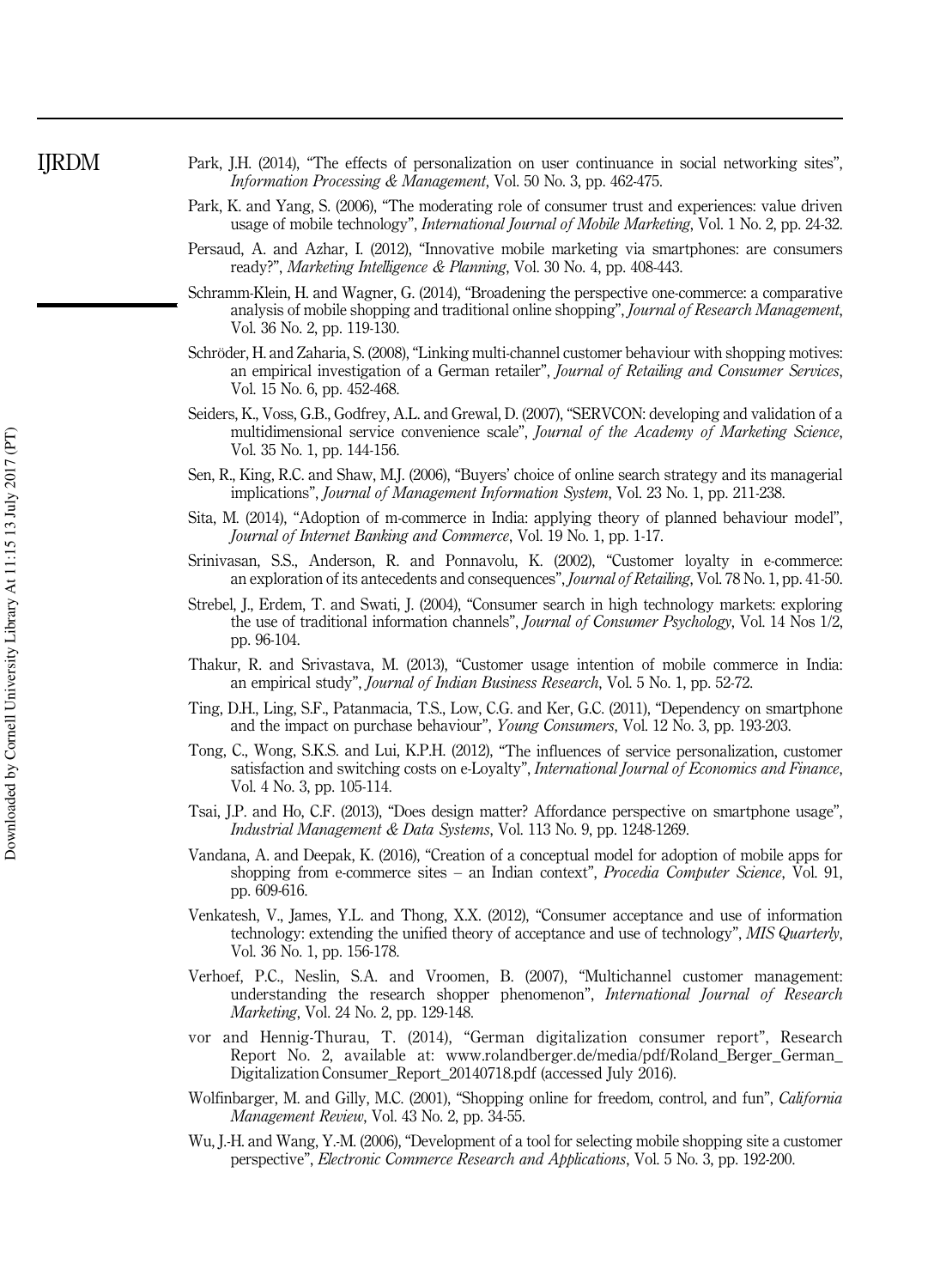Park, J.H. (2014), "The effects of personalization on user continuance in social networking sites", *Information Processing & Management*, Vol. 50 No. 3, pp. 462-475.

Park, K. and Yang, S. (2006), "The moderating role of consumer trust and experiences: value driven usage of mobile technology", *International Journal of Mobile Marketing*, Vol. 1 No. 2, pp. 24-32.

Persaud, A. and Azhar, I. (2012), "Innovative mobile marketing via smartphones: are consumers ready?", *Marketing Intelligence & Planning*, Vol. 30 No. 4, pp. 408-443.

Schramm-Klein, H. and Wagner, G. (2014), "Broadening the perspective one-commerce: a comparative analysis of mobile shopping and traditional online shopping", *Journal of Research Management*, Vol. 36 No. 2, pp. 119-130.

Schröder, H. and Zaharia, S. (2008), "Linking multi-channel customer behaviour with shopping motives: an empirical investigation of a German retailer", *Journal of Retailing and Consumer Services*, Vol. 15 No. 6, pp. 452-468.

Seiders, K., Voss, G.B., Godfrey, A.L. and Grewal, D. (2007), "SERVCON: developing and validation of a multidimensional service convenience scale", *Journal of the Academy of Marketing Science*, Vol. 35 No. 1, pp. 144-156.

Sen, R., King, R.C. and Shaw, M.J. (2006), "Buyers' choice of online search strategy and its managerial implications", *Journal of Management Information System*, Vol. 23 No. 1, pp. 211-238.

Sita, M. (2014), "Adoption of m-commerce in India: applying theory of planned behaviour model", *Journal of Internet Banking and Commerce*, Vol. 19 No. 1, pp. 1-17.

Srinivasan, S.S., Anderson, R. and Ponnavolu, K. (2002), "Customer loyalty in e-commerce: an exploration of its antecedents and consequences", *Journal of Retailing*, Vol. 78 No. 1, pp. 41-50.

Strebel, J., Erdem, T. and Swati, J. (2004), "Consumer search in high technology markets: exploring the use of traditional information channels", *Journal of Consumer Psychology*, Vol. 14 Nos 1/2, pp. 96-104.

Thakur, R. and Srivastava, M. (2013), "Customer usage intention of mobile commerce in India: an empirical study", *Journal of Indian Business Research*, Vol. 5 No. 1, pp. 52-72.

Ting, D.H., Ling, S.F., Patanmacia, T.S., Low, C.G. and Ker, G.C. (2011), "Dependency on smartphone and the impact on purchase behaviour", *Young Consumers*, Vol. 12 No. 3, pp. 193-203.

Tong, C., Wong, S.K.S. and Lui, K.P.H. (2012), "The influences of service personalization, customer satisfaction and switching costs on e-Loyalty", *International Journal of Economics and Finance*, Vol. 4 No. 3, pp. 105-114.

Tsai, J.P. and Ho, C.F. (2013), "Does design matter? Affordance perspective on smartphone usage", *Industrial Management & Data Systems*, Vol. 113 No. 9, pp. 1248-1269.

Vandana, A. and Deepak, K. (2016), "Creation of a conceptual model for adoption of mobile apps for shopping from e-commerce sites – an Indian context", *Procedia Computer Science*, Vol. 91, pp. 609-616.

Venkatesh, V., James, Y.L. and Thong, X.X. (2012), "Consumer acceptance and use of information technology: extending the unified theory of acceptance and use of technology", *MIS Quarterly*, Vol. 36 No. 1, pp. 156-178.

Verhoef, P.C., Neslin, S.A. and Vroomen, B. (2007), "Multichannel customer management: understanding the research shopper phenomenon", *International Journal of Research Marketing*, Vol. 24 No. 2, pp. 129-148.

vor and Hennig-Thurau, T. (2014), "German digitalization consumer report", Research Report No. 2, available at: www.rolandberger.de/media/pdf/Roland_Berger_German_Digitalization Consumer_Report_20140718.pdf (accessed July 2016).

Wolfinbarger, M. and Gilly, M.C. (2001), "Shopping online for freedom, control, and fun", *California Management Review*, Vol. 43 No. 2, pp. 34-55.

Wu, J.-H. and Wang, Y.-M. (2006), "Development of a tool for selecting mobile shopping site a customer perspective", *Electronic Commerce Research and Applications*, Vol. 5 No. 3, pp. 192-200.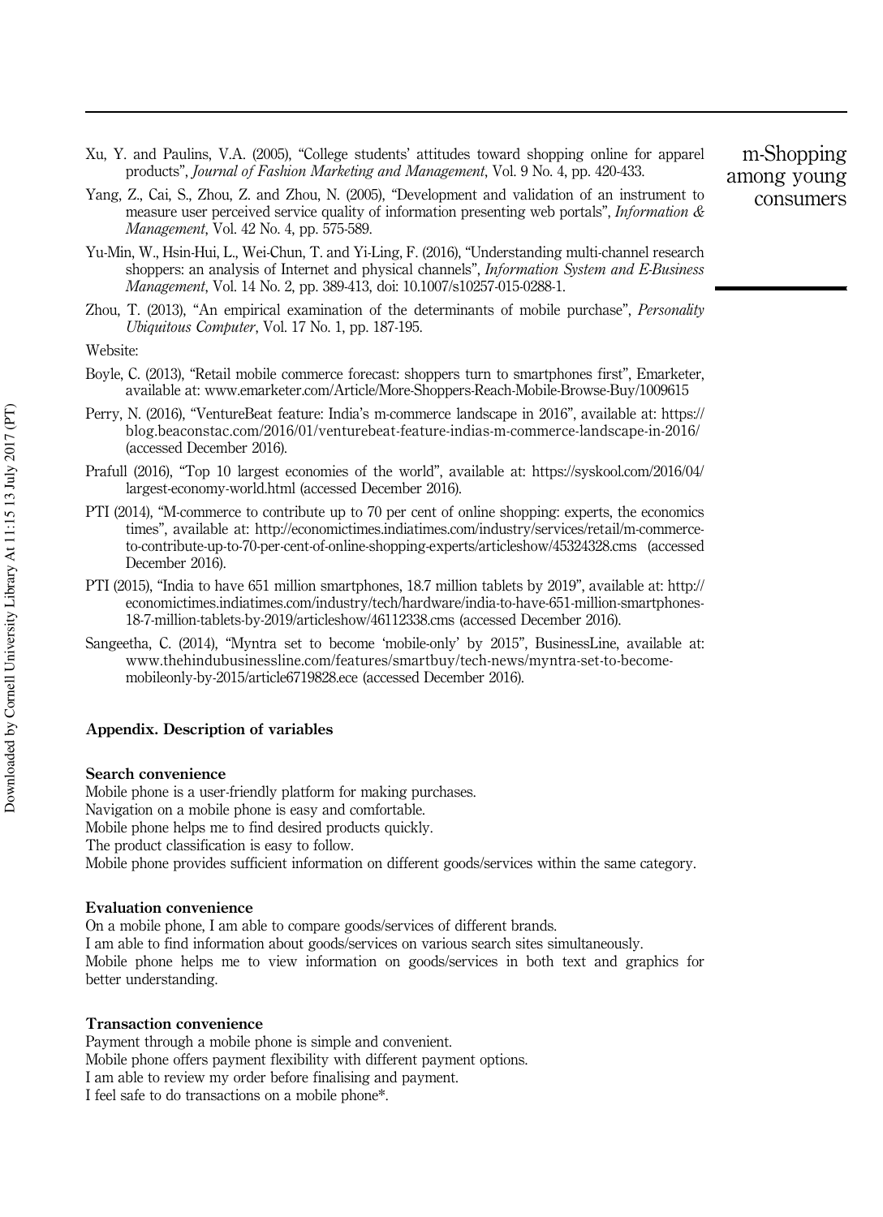Xu, Y. and Paulins, V.A. (2005), "College students' attitudes toward shopping online for apparel products", *Journal of Fashion Marketing and Management*, Vol. 9 No. 4, pp. 420-433.

Yang, Z., Cai, S., Zhou, Z. and Zhou, N. (2005), "Development and validation of an instrument to measure user perceived service quality of information presenting web portals", *Information & Management*, Vol. 42 No. 4, pp. 575-589.

Yu-Min, W., Hsin-Hui, L., Wei-Chun, T. and Yi-Ling, F. (2016), "Understanding multi-channel research shoppers: an analysis of Internet and physical channels", *Information System and E-Business Management*, Vol. 14 No. 2, pp. 389-413, doi: 10.1007/s10257-015-0288-1.

Zhou, T. (2013), "An empirical examination of the determinants of mobile purchase", *Personality Ubiquitous Computer*, Vol. 17 No. 1, pp. 187-195.

Website:

Boyle, C. (2013), "Retail mobile commerce forecast: shoppers turn to smartphones first", Emarketer, available at: www.emarketer.com/Article/More-Shoppers-Reach-Mobile-Browse-Buy/1009615

Perry, N. (2016), "VentureBeat feature: India's m-commerce landscape in 2016", available at: https://blog.beaconstac.com/2016/01/venturebeat-feature-indias-m-commerce-landscape-in-2016/ (accessed December 2016).

Prafull (2016), "Top 10 largest economies of the world", available at: https://syskool.com/2016/04/largest-economy-world.html (accessed December 2016).

PTI (2014), "M-commerce to contribute up to 70 per cent of online shopping: experts, the economics times", available at: http://economictimes.indiatimes.com/industry/services/retail/m-commerce-to-contribute-up-to-70-per-cent-of-online-shopping-experts/articleshow/45324328.cms (accessed December 2016).

PTI (2015), "India to have 651 million smartphones, 18.7 million tablets by 2019", available at: http://economictimes.indiatimes.com/industry/tech/hardware/india-to-have-651-million-smartphones-18-7-million-tablets-by-2019/articleshow/46112338.cms (accessed December 2016).

Sangeetha, C. (2014), "Myntra set to become 'mobile-only' by 2015", BusinessLine, available at: www.thehindubusinessline.com/features/smartbuy/tech-news/myntra-set-to-become-mobileonly-by-2015/article6719828.ece (accessed December 2016).

## Appendix. Description of variables

### Search convenience

Mobile phone is a user-friendly platform for making purchases.
Navigation on a mobile phone is easy and comfortable.
Mobile phone helps me to find desired products quickly.
The product classification is easy to follow.
Mobile phone provides sufficient information on different goods/services within the same category.

### Evaluation convenience

On a mobile phone, I am able to compare goods/services of different brands.
I am able to find information about goods/services on various search sites simultaneously.
Mobile phone helps me to view information on goods/services in both text and graphics for better understanding.

### Transaction convenience

Payment through a mobile phone is simple and convenient.
Mobile phone offers payment flexibility with different payment options.
I am able to review my order before finalising and payment.
I feel safe to do transactions on a mobile phone*.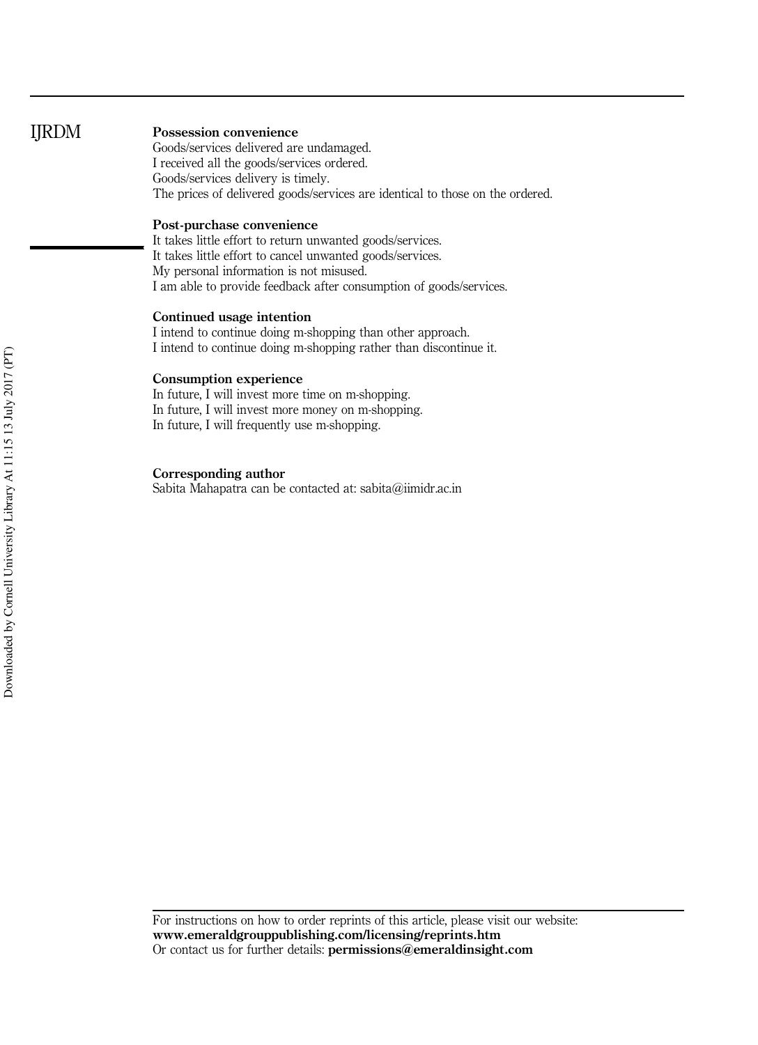**Possession convenience**
Goods/services delivered are undamaged.
I received all the goods/services ordered.
Goods/services delivery is timely.
The prices of delivered goods/services are identical to those on the ordered.

**Post-purchase convenience**
It takes little effort to return unwanted goods/services.
It takes little effort to cancel unwanted goods/services.
My personal information is not misused.
I am able to provide feedback after consumption of goods/services.

**Continued usage intention**
I intend to continue doing m-shopping than other approach.
I intend to continue doing m-shopping rather than discontinue it.

**Consumption experience**
In future, I will invest more time on m-shopping.
In future, I will invest more money on m-shopping.
In future, I will frequently use m-shopping.

**Corresponding author**
Sabita Mahapatra can be contacted at: sabita@iimidr.ac.in

For instructions on how to order reprints of this article, please visit our website:
**www.emeraldgrouppublishing.com/licensing/reprints.htm**
Or contact us for further details: **permissions@emeraldinsight.com**